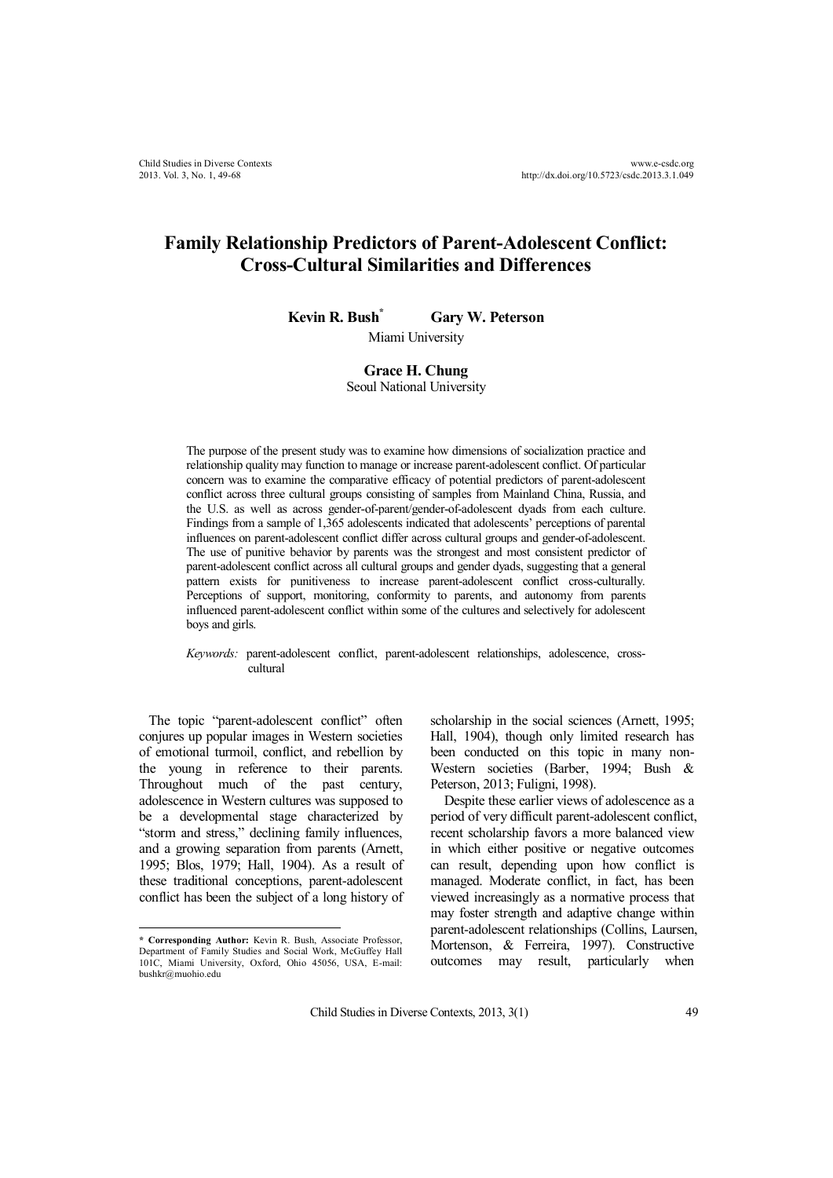# Family Relationship Predictors of Parent-Adolescent Conflict: Cross-Cultural Similarities and Differences

**Kevin R. Bush*** **Gary W. Peterson**

Miami University

**Grace H. Chung**

Seoul National University

The purpose of the present study was to examine how dimensions of socialization practice and relationship quality may function to manage or increase parent-adolescent conflict. Of particular concern was to examine the comparative efficacy of potential predictors of parent-adolescent conflict across three cultural groups consisting of samples from Mainland China, Russia, and the U.S. as well as across gender-of-parent/gender-of-adolescent dyads from each culture. Findings from a sample of 1,365 adolescents indicated that adolescents' perceptions of parental influences on parent-adolescent conflict differ across cultural groups and gender-of-adolescent. The use of punitive behavior by parents was the strongest and most consistent predictor of parent-adolescent conflict across all cultural groups and gender dyads, suggesting that a general pattern exists for punitiveness to increase parent-adolescent conflict cross-culturally. Perceptions of support, monitoring, conformity to parents, and autonomy from parents influenced parent-adolescent conflict within some of the cultures and selectively for adolescent boys and girls.

*Keywords:* parent-adolescent conflict, parent-adolescent relationships, adolescence, cross-cultural

The topic "parent-adolescent conflict" often conjures up popular images in Western societies of emotional turmoil, conflict, and rebellion by the young in reference to their parents. Throughout much of the past century, adolescence in Western cultures was supposed to be a developmental stage characterized by "storm and stress," declining family influences, and a growing separation from parents (Arnett, 1995; Blos, 1979; Hall, 1904). As a result of these traditional conceptions, parent-adolescent conflict has been the subject of a long history of scholarship in the social sciences (Arnett, 1995; Hall, 1904), though only limited research has been conducted on this topic in many non-Western societies (Barber, 1994; Bush & Peterson, 2013; Fuligni, 1998).

Despite these earlier views of adolescence as a period of very difficult parent-adolescent conflict, recent scholarship favors a more balanced view in which either positive or negative outcomes can result, depending upon how conflict is managed. Moderate conflict, in fact, has been viewed increasingly as a normative process that may foster strength and adaptive change within parent-adolescent relationships (Collins, Laursen, Mortenson, & Ferreira, 1997). Constructive outcomes may result, particularly when

---

**\* Corresponding Author:** Kevin R. Bush, Associate Professor, Department of Family Studies and Social Work, McGuffey Hall 101C, Miami University, Oxford, Ohio 45056, USA, E-mail: bushkr@muohio.edu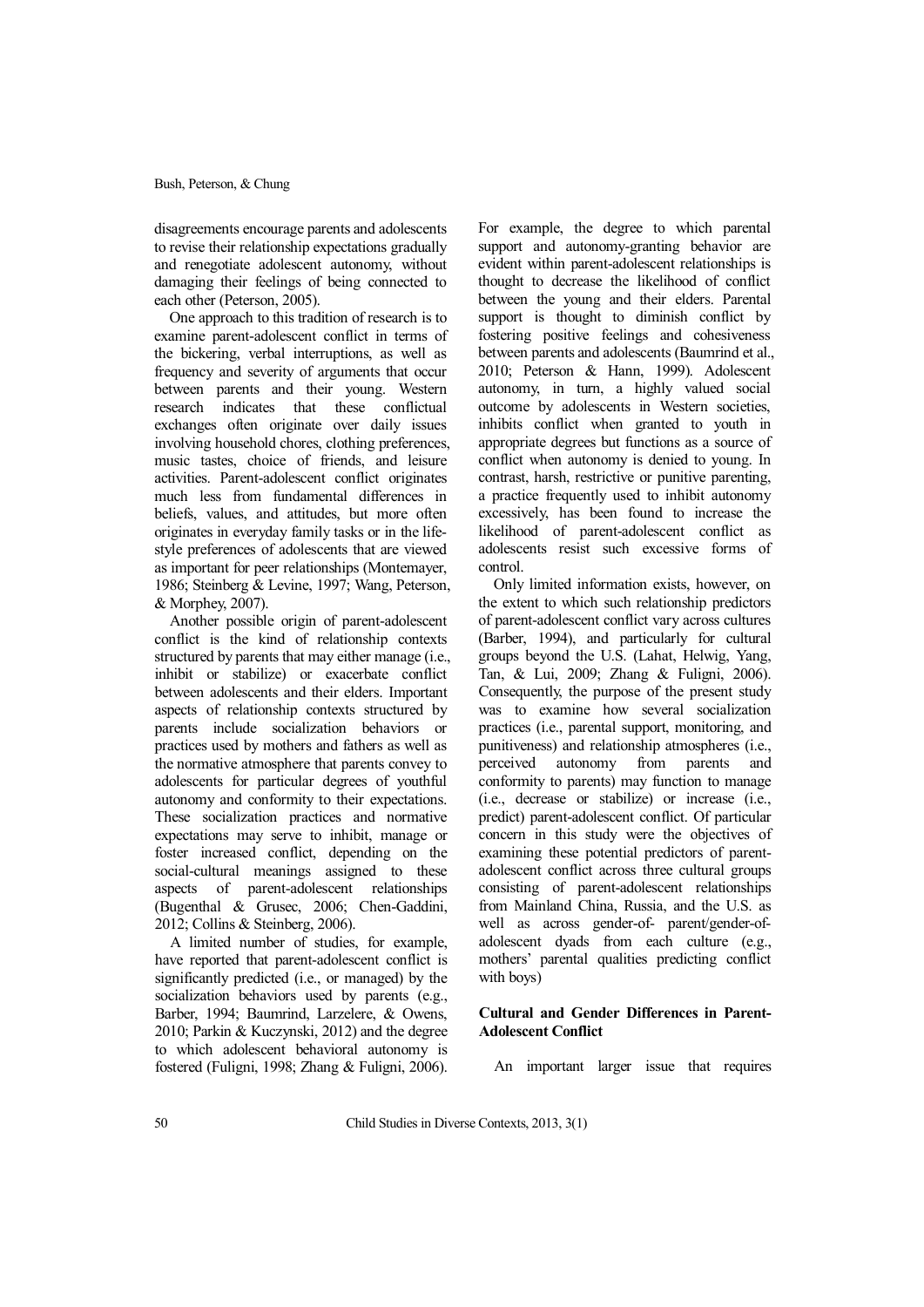disagreements encourage parents and adolescents to revise their relationship expectations gradually and renegotiate adolescent autonomy, without damaging their feelings of being connected to each other (Peterson, 2005).

One approach to this tradition of research is to examine parent-adolescent conflict in terms of the bickering, verbal interruptions, as well as frequency and severity of arguments that occur between parents and their young. Western research indicates that these conflictual exchanges often originate over daily issues involving household chores, clothing preferences, music tastes, choice of friends, and leisure activities. Parent-adolescent conflict originates much less from fundamental differences in beliefs, values, and attitudes, but more often originates in everyday family tasks or in the life-style preferences of adolescents that are viewed as important for peer relationships (Montemayer, 1986; Steinberg & Levine, 1997; Wang, Peterson, & Morphey, 2007).

Another possible origin of parent-adolescent conflict is the kind of relationship contexts structured by parents that may either manage (i.e., inhibit or stabilize) or exacerbate conflict between adolescents and their elders. Important aspects of relationship contexts structured by parents include socialization behaviors or practices used by mothers and fathers as well as the normative atmosphere that parents convey to adolescents for particular degrees of youthful autonomy and conformity to their expectations. These socialization practices and normative expectations may serve to inhibit, manage or foster increased conflict, depending on the social-cultural meanings assigned to these aspects of parent-adolescent relationships (Bugenthal & Grusec, 2006; Chen-Gaddini, 2012; Collins & Steinberg, 2006).

A limited number of studies, for example, have reported that parent-adolescent conflict is significantly predicted (i.e., or managed) by the socialization behaviors used by parents (e.g., Barber, 1994; Baumrind, Larzelere, & Owens, 2010; Parkin & Kuczynski, 2012) and the degree to which adolescent behavioral autonomy is fostered (Fuligni, 1998; Zhang & Fuligni, 2006). For example, the degree to which parental support and autonomy-granting behavior are evident within parent-adolescent relationships is thought to decrease the likelihood of conflict between the young and their elders. Parental support is thought to diminish conflict by fostering positive feelings and cohesiveness between parents and adolescents (Baumrind et al., 2010; Peterson & Hann, 1999). Adolescent autonomy, in turn, a highly valued social outcome by adolescents in Western societies, inhibits conflict when granted to youth in appropriate degrees but functions as a source of conflict when autonomy is denied to young. In contrast, harsh, restrictive or punitive parenting, a practice frequently used to inhibit autonomy excessively, has been found to increase the likelihood of parent-adolescent conflict as adolescents resist such excessive forms of control.

Only limited information exists, however, on the extent to which such relationship predictors of parent-adolescent conflict vary across cultures (Barber, 1994), and particularly for cultural groups beyond the U.S. (Lahat, Helwig, Yang, Tan, & Lui, 2009; Zhang & Fuligni, 2006). Consequently, the purpose of the present study was to examine how several socialization practices (i.e., parental support, monitoring, and punitiveness) and relationship atmospheres (i.e., perceived autonomy from parents and conformity to parents) may function to manage (i.e., decrease or stabilize) or increase (i.e., predict) parent-adolescent conflict. Of particular concern in this study were the objectives of examining these potential predictors of parent-adolescent conflict across three cultural groups consisting of parent-adolescent relationships from Mainland China, Russia, and the U.S. as well as across gender-of- parent/gender-of-adolescent dyads from each culture (e.g., mothers' parental qualities predicting conflict with boys)

## Cultural and Gender Differences in Parent-Adolescent Conflict

An important larger issue that requires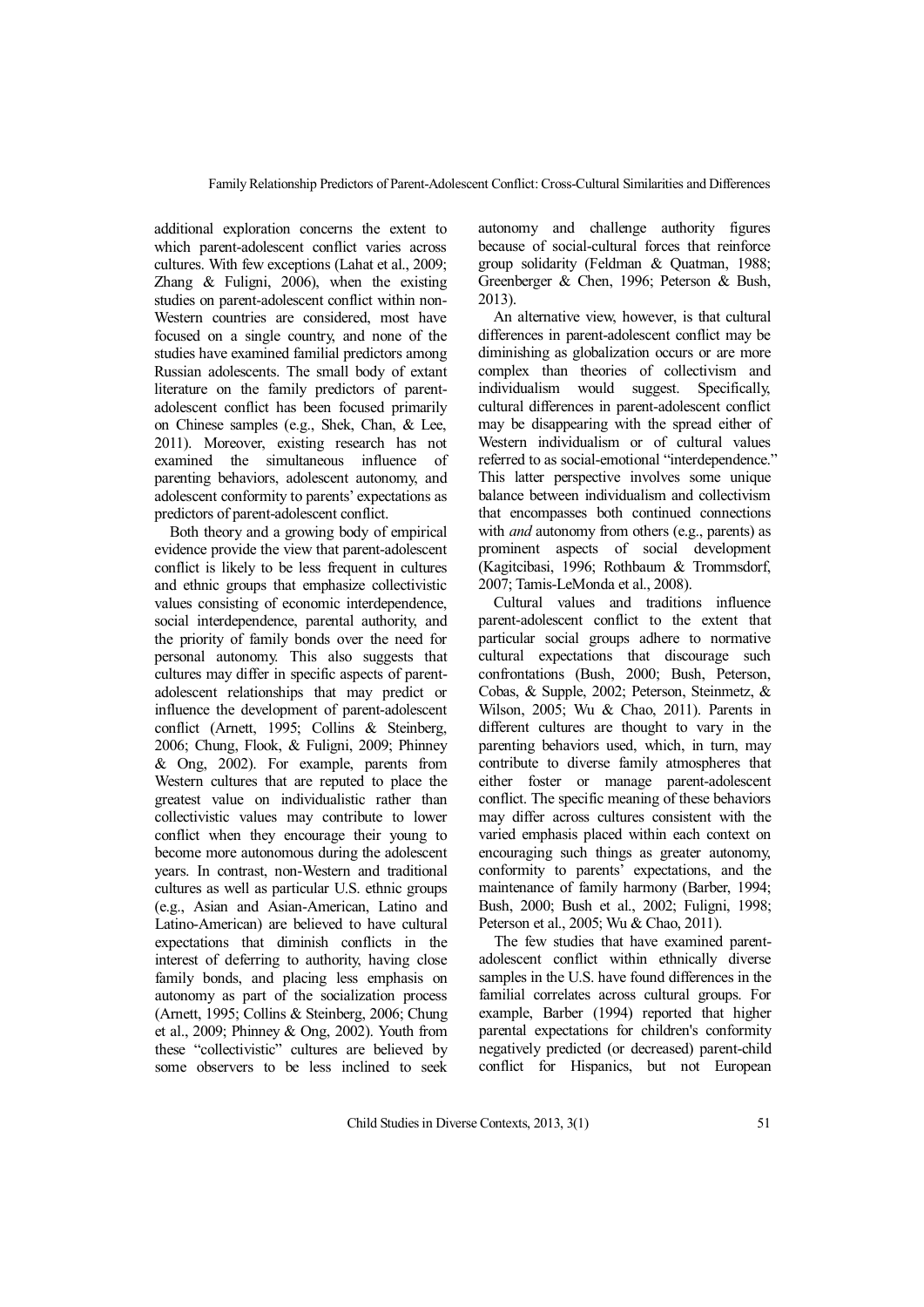additional exploration concerns the extent to which parent-adolescent conflict varies across cultures. With few exceptions (Lahat et al., 2009; Zhang & Fuligni, 2006), when the existing studies on parent-adolescent conflict within non-Western countries are considered, most have focused on a single country, and none of the studies have examined familial predictors among Russian adolescents. The small body of extant literature on the family predictors of parent-adolescent conflict has been focused primarily on Chinese samples (e.g., Shek, Chan, & Lee, 2011). Moreover, existing research has not examined the simultaneous influence of parenting behaviors, adolescent autonomy, and adolescent conformity to parents' expectations as predictors of parent-adolescent conflict.

Both theory and a growing body of empirical evidence provide the view that parent-adolescent conflict is likely to be less frequent in cultures and ethnic groups that emphasize collectivistic values consisting of economic interdependence, social interdependence, parental authority, and the priority of family bonds over the need for personal autonomy. This also suggests that cultures may differ in specific aspects of parent-adolescent relationships that may predict or influence the development of parent-adolescent conflict (Arnett, 1995; Collins & Steinberg, 2006; Chung, Flook, & Fuligni, 2009; Phinney & Ong, 2002). For example, parents from Western cultures that are reputed to place the greatest value on individualistic rather than collectivistic values may contribute to lower conflict when they encourage their young to become more autonomous during the adolescent years. In contrast, non-Western and traditional cultures as well as particular U.S. ethnic groups (e.g., Asian and Asian-American, Latino and Latino-American) are believed to have cultural expectations that diminish conflicts in the interest of deferring to authority, having close family bonds, and placing less emphasis on autonomy as part of the socialization process (Arnett, 1995; Collins & Steinberg, 2006; Chung et al., 2009; Phinney & Ong, 2002). Youth from these "collectivistic" cultures are believed by some observers to be less inclined to seek autonomy and challenge authority figures because of social-cultural forces that reinforce group solidarity (Feldman & Quatman, 1988; Greenberger & Chen, 1996; Peterson & Bush, 2013).

An alternative view, however, is that cultural differences in parent-adolescent conflict may be diminishing as globalization occurs or are more complex than theories of collectivism and individualism would suggest. Specifically, cultural differences in parent-adolescent conflict may be disappearing with the spread either of Western individualism or of cultural values referred to as social-emotional "interdependence." This latter perspective involves some unique balance between individualism and collectivism that encompasses both continued connections with *and* autonomy from others (e.g., parents) as prominent aspects of social development (Kagitcibasi, 1996; Rothbaum & Trommsdorf, 2007; Tamis-LeMonda et al., 2008).

Cultural values and traditions influence parent-adolescent conflict to the extent that particular social groups adhere to normative cultural expectations that discourage such confrontations (Bush, 2000; Bush, Peterson, Cobas, & Supple, 2002; Peterson, Steinmetz, & Wilson, 2005; Wu & Chao, 2011). Parents in different cultures are thought to vary in the parenting behaviors used, which, in turn, may contribute to diverse family atmospheres that either foster or manage parent-adolescent conflict. The specific meaning of these behaviors may differ across cultures consistent with the varied emphasis placed within each context on encouraging such things as greater autonomy, conformity to parents' expectations, and the maintenance of family harmony (Barber, 1994; Bush, 2000; Bush et al., 2002; Fuligni, 1998; Peterson et al., 2005; Wu & Chao, 2011).

The few studies that have examined parent-adolescent conflict within ethnically diverse samples in the U.S. have found differences in the familial correlates across cultural groups. For example, Barber (1994) reported that higher parental expectations for children's conformity negatively predicted (or decreased) parent-child conflict for Hispanics, but not European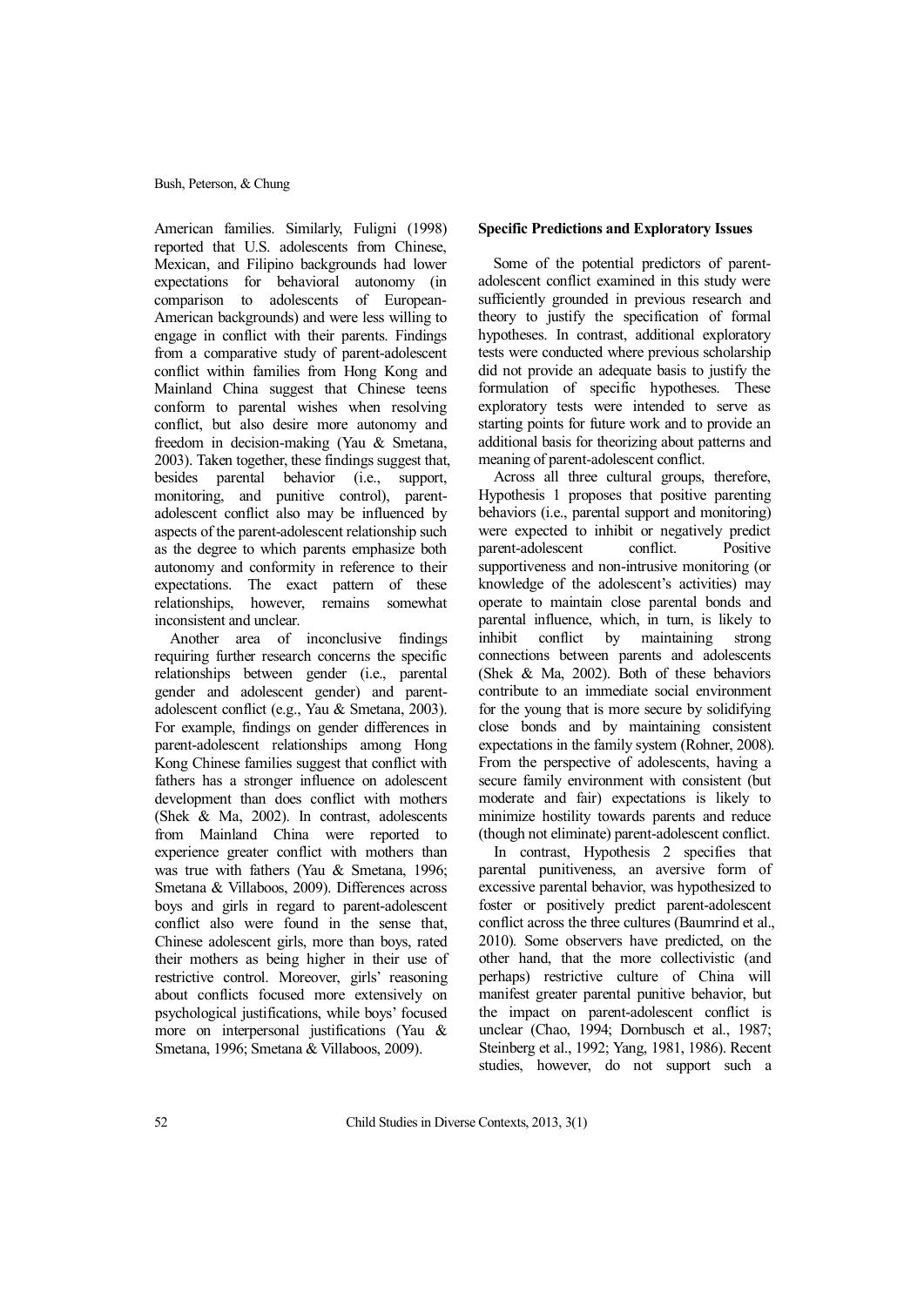American families. Similarly, Fuligni (1998) reported that U.S. adolescents from Chinese, Mexican, and Filipino backgrounds had lower expectations for behavioral autonomy (in comparison to adolescents of European-American backgrounds) and were less willing to engage in conflict with their parents. Findings from a comparative study of parent-adolescent conflict within families from Hong Kong and Mainland China suggest that Chinese teens conform to parental wishes when resolving conflict, but also desire more autonomy and freedom in decision-making (Yau & Smetana, 2003). Taken together, these findings suggest that, besides parental behavior (i.e., support, monitoring, and punitive control), parent-adolescent conflict also may be influenced by aspects of the parent-adolescent relationship such as the degree to which parents emphasize both autonomy and conformity in reference to their expectations. The exact pattern of these relationships, however, remains somewhat inconsistent and unclear.

Another area of inconclusive findings requiring further research concerns the specific relationships between gender (i.e., parental gender and adolescent gender) and parent-adolescent conflict (e.g., Yau & Smetana, 2003). For example, findings on gender differences in parent-adolescent relationships among Hong Kong Chinese families suggest that conflict with fathers has a stronger influence on adolescent development than does conflict with mothers (Shek & Ma, 2002). In contrast, adolescents from Mainland China were reported to experience greater conflict with mothers than was true with fathers (Yau & Smetana, 1996; Smetana & Villaboos, 2009). Differences across boys and girls in regard to parent-adolescent conflict also were found in the sense that, Chinese adolescent girls, more than boys, rated their mothers as being higher in their use of restrictive control. Moreover, girls' reasoning about conflicts focused more extensively on psychological justifications, while boys' focused more on interpersonal justifications (Yau & Smetana, 1996; Smetana & Villaboos, 2009).

**Specific Predictions and Exploratory Issues**

Some of the potential predictors of parent-adolescent conflict examined in this study were sufficiently grounded in previous research and theory to justify the specification of formal hypotheses. In contrast, additional exploratory tests were conducted where previous scholarship did not provide an adequate basis to justify the formulation of specific hypotheses. These exploratory tests were intended to serve as starting points for future work and to provide an additional basis for theorizing about patterns and meaning of parent-adolescent conflict.

Across all three cultural groups, therefore, Hypothesis 1 proposes that positive parenting behaviors (i.e., parental support and monitoring) were expected to inhibit or negatively predict parent-adolescent conflict. Positive supportiveness and non-intrusive monitoring (or knowledge of the adolescent's activities) may operate to maintain close parental bonds and parental influence, which, in turn, is likely to inhibit conflict by maintaining strong connections between parents and adolescents (Shek & Ma, 2002). Both of these behaviors contribute to an immediate social environment for the young that is more secure by solidifying close bonds and by maintaining consistent expectations in the family system (Rohner, 2008). From the perspective of adolescents, having a secure family environment with consistent (but moderate and fair) expectations is likely to minimize hostility towards parents and reduce (though not eliminate) parent-adolescent conflict.

In contrast, Hypothesis 2 specifies that parental punitiveness, an aversive form of excessive parental behavior, was hypothesized to foster or positively predict parent-adolescent conflict across the three cultures (Baumrind et al., 2010). Some observers have predicted, on the other hand, that the more collectivistic (and perhaps) restrictive culture of China will manifest greater parental punitive behavior, but the impact on parent-adolescent conflict is unclear (Chao, 1994; Dornbusch et al., 1987; Steinberg et al., 1992; Yang, 1981, 1986). Recent studies, however, do not support such a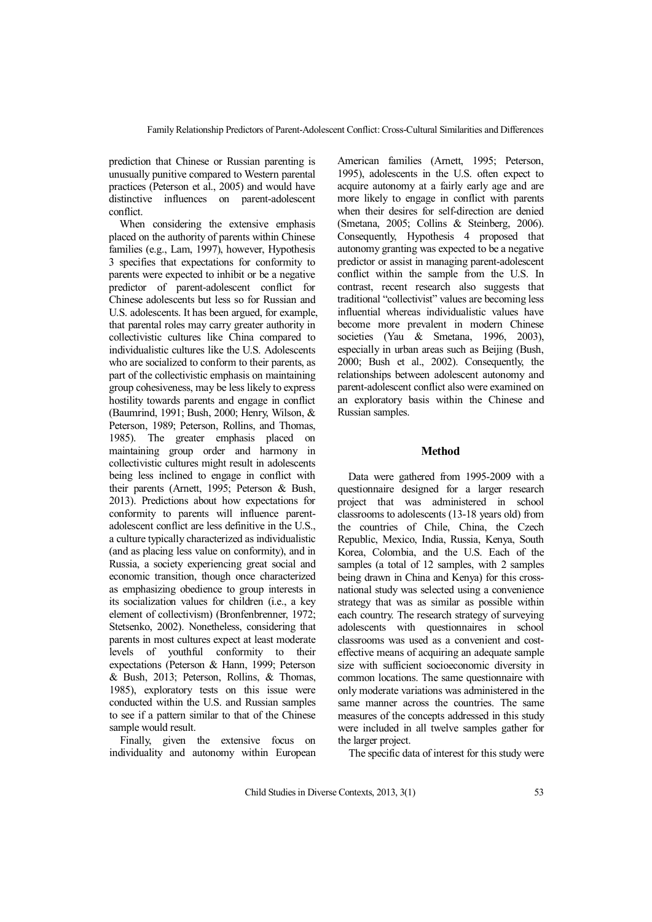prediction that Chinese or Russian parenting is unusually punitive compared to Western parental practices (Peterson et al., 2005) and would have distinctive influences on parent-adolescent conflict.

When considering the extensive emphasis placed on the authority of parents within Chinese families (e.g., Lam, 1997), however, Hypothesis 3 specifies that expectations for conformity to parents were expected to inhibit or be a negative predictor of parent-adolescent conflict for Chinese adolescents but less so for Russian and U.S. adolescents. It has been argued, for example, that parental roles may carry greater authority in collectivistic cultures like China compared to individualistic cultures like the U.S. Adolescents who are socialized to conform to their parents, as part of the collectivistic emphasis on maintaining group cohesiveness, may be less likely to express hostility towards parents and engage in conflict (Baumrind, 1991; Bush, 2000; Henry, Wilson, & Peterson, 1989; Peterson, Rollins, and Thomas, 1985). The greater emphasis placed on maintaining group order and harmony in collectivistic cultures might result in adolescents being less inclined to engage in conflict with their parents (Arnett, 1995; Peterson & Bush, 2013). Predictions about how expectations for conformity to parents will influence parent-adolescent conflict are less definitive in the U.S., a culture typically characterized as individualistic (and as placing less value on conformity), and in Russia, a society experiencing great social and economic transition, though once characterized as emphasizing obedience to group interests in its socialization values for children (i.e., a key element of collectivism) (Bronfenbrenner, 1972; Stetsenko, 2002). Nonetheless, considering that parents in most cultures expect at least moderate levels of youthful conformity to their expectations (Peterson & Hann, 1999; Peterson & Bush, 2013; Peterson, Rollins, & Thomas, 1985), exploratory tests on this issue were conducted within the U.S. and Russian samples to see if a pattern similar to that of the Chinese sample would result.

Finally, given the extensive focus on individuality and autonomy within European American families (Arnett, 1995; Peterson, 1995), adolescents in the U.S. often expect to acquire autonomy at a fairly early age and are more likely to engage in conflict with parents when their desires for self-direction are denied (Smetana, 2005; Collins & Steinberg, 2006). Consequently, Hypothesis 4 proposed that autonomy granting was expected to be a negative predictor or assist in managing parent-adolescent conflict within the sample from the U.S. In contrast, recent research also suggests that traditional "collectivist" values are becoming less influential whereas individualistic values have become more prevalent in modern Chinese societies (Yau & Smetana, 1996, 2003), especially in urban areas such as Beijing (Bush, 2000; Bush et al., 2002). Consequently, the relationships between adolescent autonomy and parent-adolescent conflict also were examined on an exploratory basis within the Chinese and Russian samples.

## Method

Data were gathered from 1995-2009 with a questionnaire designed for a larger research project that was administered in school classrooms to adolescents (13-18 years old) from the countries of Chile, China, the Czech Republic, Mexico, India, Russia, Kenya, South Korea, Colombia, and the U.S. Each of the samples (a total of 12 samples, with 2 samples being drawn in China and Kenya) for this cross-national study was selected using a convenience strategy that was as similar as possible within each country. The research strategy of surveying adolescents with questionnaires in school classrooms was used as a convenient and cost-effective means of acquiring an adequate sample size with sufficient socioeconomic diversity in common locations. The same questionnaire with only moderate variations was administered in the same manner across the countries. The same measures of the concepts addressed in this study were included in all twelve samples gather for the larger project.

The specific data of interest for this study were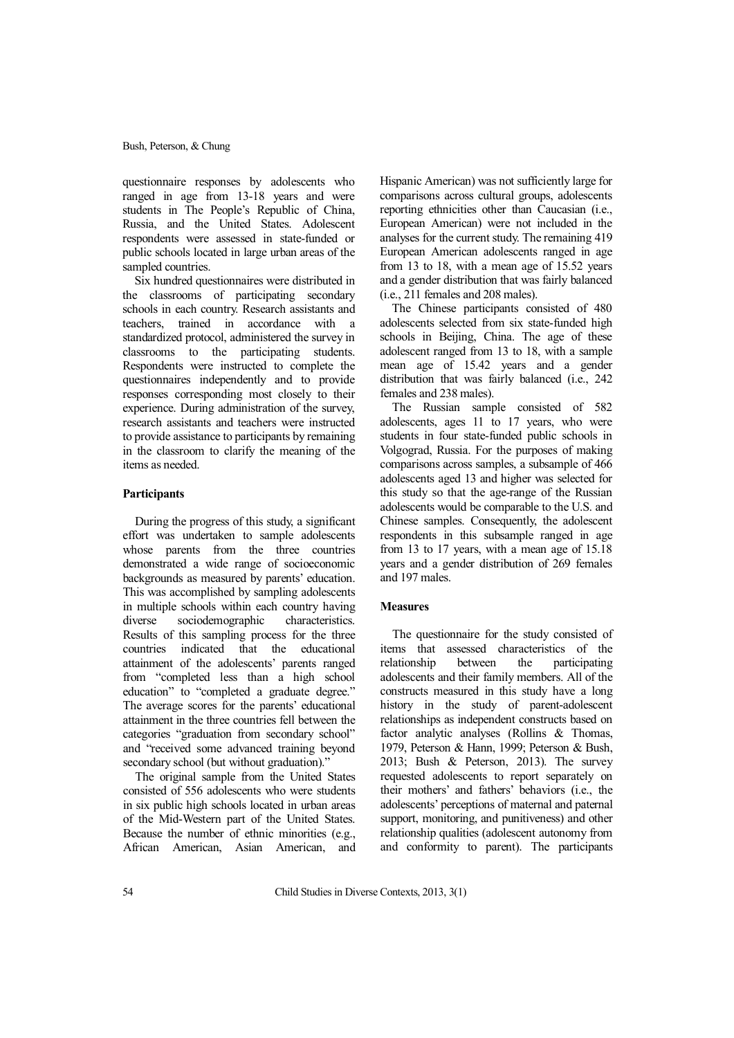questionnaire responses by adolescents who ranged in age from 13-18 years and were students in The People's Republic of China, Russia, and the United States. Adolescent respondents were assessed in state-funded or public schools located in large urban areas of the sampled countries.

Six hundred questionnaires were distributed in the classrooms of participating secondary schools in each country. Research assistants and teachers, trained in accordance with a standardized protocol, administered the survey in classrooms to the participating students. Respondents were instructed to complete the questionnaires independently and to provide responses corresponding most closely to their experience. During administration of the survey, research assistants and teachers were instructed to provide assistance to participants by remaining in the classroom to clarify the meaning of the items as needed.

### Participants

During the progress of this study, a significant effort was undertaken to sample adolescents whose parents from the three countries demonstrated a wide range of socioeconomic backgrounds as measured by parents' education. This was accomplished by sampling adolescents in multiple schools within each country having diverse sociodemographic characteristics. Results of this sampling process for the three countries indicated that the educational attainment of the adolescents' parents ranged from "completed less than a high school education" to "completed a graduate degree." The average scores for the parents' educational attainment in the three countries fell between the categories "graduation from secondary school" and "received some advanced training beyond secondary school (but without graduation)."

The original sample from the United States consisted of 556 adolescents who were students in six public high schools located in urban areas of the Mid-Western part of the United States. Because the number of ethnic minorities (e.g., African American, Asian American, and Hispanic American) was not sufficiently large for comparisons across cultural groups, adolescents reporting ethnicities other than Caucasian (i.e., European American) were not included in the analyses for the current study. The remaining 419 European American adolescents ranged in age from 13 to 18, with a mean age of 15.52 years and a gender distribution that was fairly balanced (i.e., 211 females and 208 males).

The Chinese participants consisted of 480 adolescents selected from six state-funded high schools in Beijing, China. The age of these adolescent ranged from 13 to 18, with a sample mean age of 15.42 years and a gender distribution that was fairly balanced (i.e., 242 females and 238 males).

The Russian sample consisted of 582 adolescents, ages 11 to 17 years, who were students in four state-funded public schools in Volgograd, Russia. For the purposes of making comparisons across samples, a subsample of 466 adolescents aged 13 and higher was selected for this study so that the age-range of the Russian adolescents would be comparable to the U.S. and Chinese samples. Consequently, the adolescent respondents in this subsample ranged in age from 13 to 17 years, with a mean age of 15.18 years and a gender distribution of 269 females and 197 males.

### Measures

The questionnaire for the study consisted of items that assessed characteristics of the relationship between the participating adolescents and their family members. All of the constructs measured in this study have a long history in the study of parent-adolescent relationships as independent constructs based on factor analytic analyses (Rollins & Thomas, 1979, Peterson & Hann, 1999; Peterson & Bush, 2013; Bush & Peterson, 2013). The survey requested adolescents to report separately on their mothers' and fathers' behaviors (i.e., the adolescents' perceptions of maternal and paternal support, monitoring, and punitiveness) and other relationship qualities (adolescent autonomy from and conformity to parent). The participants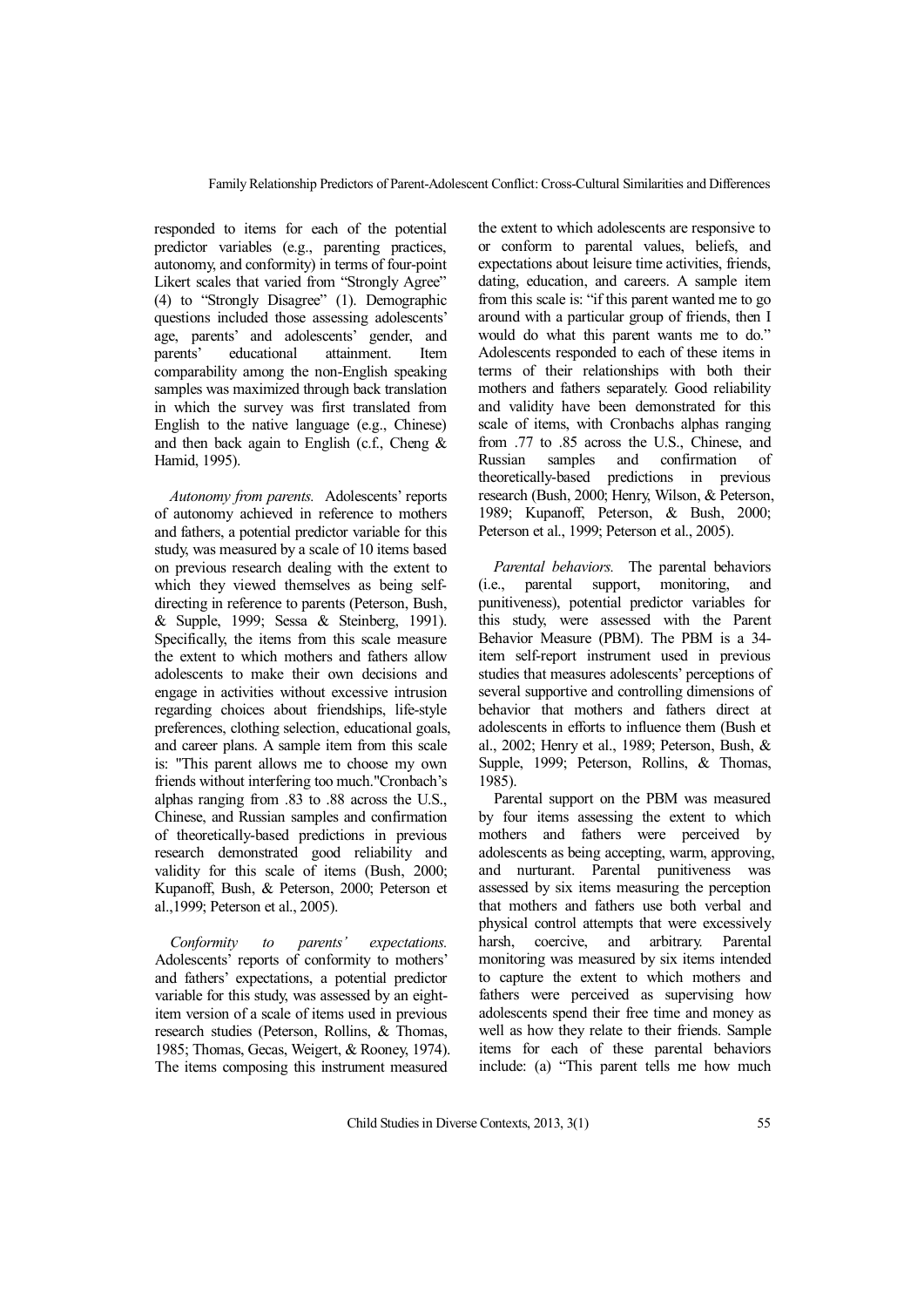responded to items for each of the potential predictor variables (e.g., parenting practices, autonomy, and conformity) in terms of four-point Likert scales that varied from "Strongly Agree" (4) to "Strongly Disagree" (1). Demographic questions included those assessing adolescents' age, parents' and adolescents' gender, and parents' educational attainment. Item comparability among the non-English speaking samples was maximized through back translation in which the survey was first translated from English to the native language (e.g., Chinese) and then back again to English (c.f., Cheng & Hamid, 1995).

*Autonomy from parents.* Adolescents' reports of autonomy achieved in reference to mothers and fathers, a potential predictor variable for this study, was measured by a scale of 10 items based on previous research dealing with the extent to which they viewed themselves as being self-directing in reference to parents (Peterson, Bush, & Supple, 1999; Sessa & Steinberg, 1991). Specifically, the items from this scale measure the extent to which mothers and fathers allow adolescents to make their own decisions and engage in activities without excessive intrusion regarding choices about friendships, life-style preferences, clothing selection, educational goals, and career plans. A sample item from this scale is: "This parent allows me to choose my own friends without interfering too much."Cronbach's alphas ranging from .83 to .88 across the U.S., Chinese, and Russian samples and confirmation of theoretically-based predictions in previous research demonstrated good reliability and validity for this scale of items (Bush, 2000; Kupanoff, Bush, & Peterson, 2000; Peterson et al.,1999; Peterson et al., 2005).

*Conformity to parents' expectations.* Adolescents' reports of conformity to mothers' and fathers' expectations, a potential predictor variable for this study, was assessed by an eight-item version of a scale of items used in previous research studies (Peterson, Rollins, & Thomas, 1985; Thomas, Gecas, Weigert, & Rooney, 1974). The items composing this instrument measured the extent to which adolescents are responsive to or conform to parental values, beliefs, and expectations about leisure time activities, friends, dating, education, and careers. A sample item from this scale is: "if this parent wanted me to go around with a particular group of friends, then I would do what this parent wants me to do." Adolescents responded to each of these items in terms of their relationships with both their mothers and fathers separately. Good reliability and validity have been demonstrated for this scale of items, with Cronbachs alphas ranging from .77 to .85 across the U.S., Chinese, and Russian samples and confirmation of theoretically-based predictions in previous research (Bush, 2000; Henry, Wilson, & Peterson, 1989; Kupanoff, Peterson, & Bush, 2000; Peterson et al., 1999; Peterson et al., 2005).

*Parental behaviors.* The parental behaviors (i.e., parental support, monitoring, and punitiveness), potential predictor variables for this study, were assessed with the Parent Behavior Measure (PBM). The PBM is a 34-item self-report instrument used in previous studies that measures adolescents' perceptions of several supportive and controlling dimensions of behavior that mothers and fathers direct at adolescents in efforts to influence them (Bush et al., 2002; Henry et al., 1989; Peterson, Bush, & Supple, 1999; Peterson, Rollins, & Thomas, 1985).

Parental support on the PBM was measured by four items assessing the extent to which mothers and fathers were perceived by adolescents as being accepting, warm, approving, and nurturant. Parental punitiveness was assessed by six items measuring the perception that mothers and fathers use both verbal and physical control attempts that were excessively harsh, coercive, and arbitrary. Parental monitoring was measured by six items intended to capture the extent to which mothers and fathers were perceived as supervising how adolescents spend their free time and money as well as how they relate to their friends. Sample items for each of these parental behaviors include: (a) "This parent tells me how much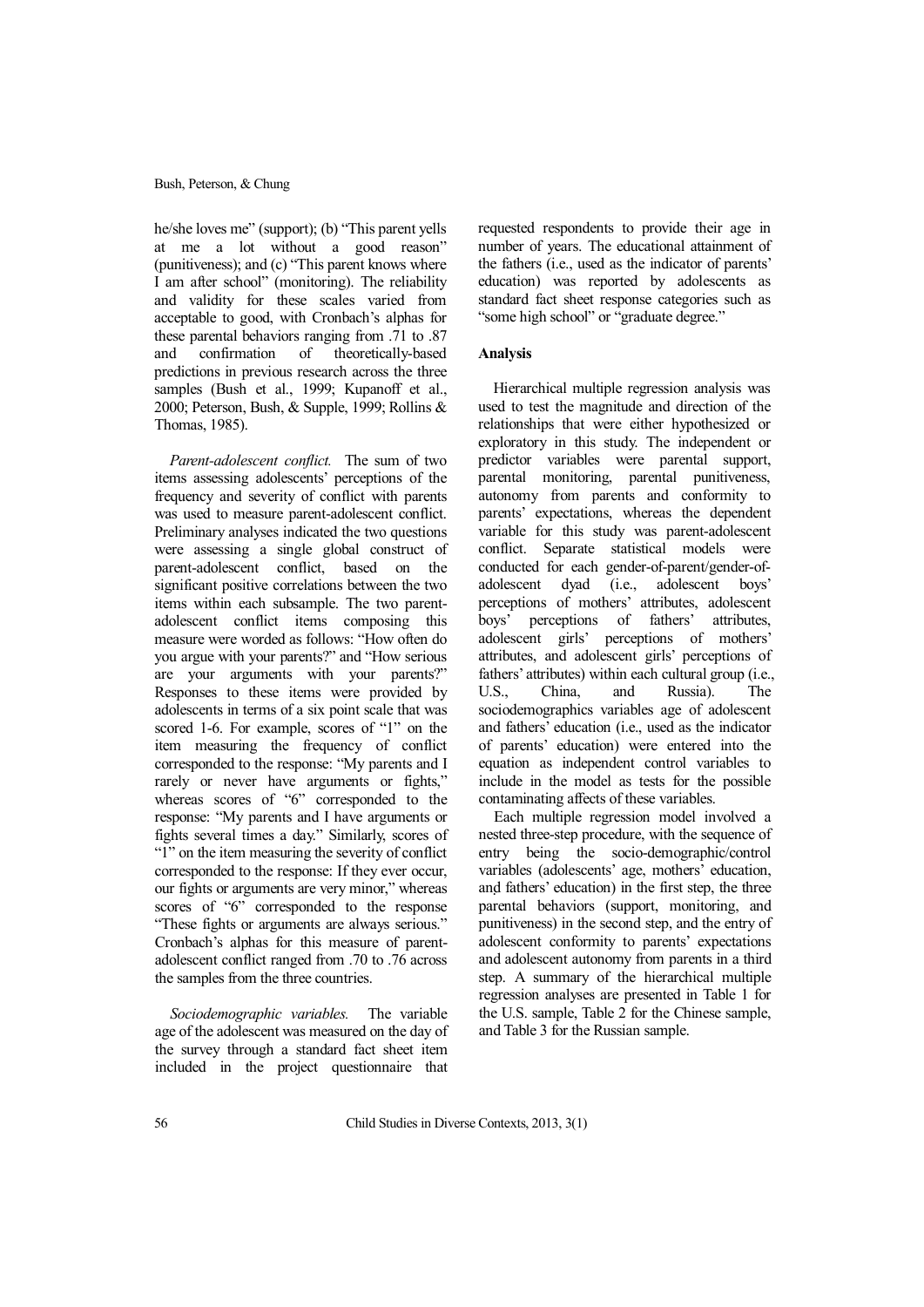he/she loves me" (support); (b) "This parent yells at me a lot without a good reason" (punitiveness); and (c) "This parent knows where I am after school" (monitoring). The reliability and validity for these scales varied from acceptable to good, with Cronbach's alphas for these parental behaviors ranging from .71 to .87 and confirmation of theoretically-based predictions in previous research across the three samples (Bush et al., 1999; Kupanoff et al., 2000; Peterson, Bush, & Supple, 1999; Rollins & Thomas, 1985).

*Parent-adolescent conflict.* The sum of two items assessing adolescents' perceptions of the frequency and severity of conflict with parents was used to measure parent-adolescent conflict. Preliminary analyses indicated the two questions were assessing a single global construct of parent-adolescent conflict, based on the significant positive correlations between the two items within each subsample. The two parent-adolescent conflict items composing this measure were worded as follows: "How often do you argue with your parents?" and "How serious are your arguments with your parents?" Responses to these items were provided by adolescents in terms of a six point scale that was scored 1-6. For example, scores of "1" on the item measuring the frequency of conflict corresponded to the response: "My parents and I rarely or never have arguments or fights," whereas scores of "6" corresponded to the response: "My parents and I have arguments or fights several times a day." Similarly, scores of "1" on the item measuring the severity of conflict corresponded to the response: If they ever occur, our fights or arguments are very minor," whereas scores of "6" corresponded to the response "These fights or arguments are always serious." Cronbach's alphas for this measure of parent-adolescent conflict ranged from .70 to .76 across the samples from the three countries.

*Sociodemographic variables.* The variable age of the adolescent was measured on the day of the survey through a standard fact sheet item included in the project questionnaire that requested respondents to provide their age in number of years. The educational attainment of the fathers (i.e., used as the indicator of parents' education) was reported by adolescents as standard fact sheet response categories such as "some high school" or "graduate degree."

**Analysis**

Hierarchical multiple regression analysis was used to test the magnitude and direction of the relationships that were either hypothesized or exploratory in this study. The independent or predictor variables were parental support, parental monitoring, parental punitiveness, autonomy from parents and conformity to parents' expectations, whereas the dependent variable for this study was parent-adolescent conflict. Separate statistical models were conducted for each gender-of-parent/gender-of-adolescent dyad (i.e., adolescent boys' perceptions of mothers' attributes, adolescent boys' perceptions of fathers' attributes, adolescent girls' perceptions of mothers' attributes, and adolescent girls' perceptions of fathers' attributes) within each cultural group (i.e., U.S., China, and Russia). The sociodemographics variables age of adolescent and fathers' education (i.e., used as the indicator of parents' education) were entered into the equation as independent control variables to include in the model as tests for the possible contaminating affects of these variables.

Each multiple regression model involved a nested three-step procedure, with the sequence of entry being the socio-demographic/control variables (adolescents' age, mothers' education, and fathers' education) in the first step, the three parental behaviors (support, monitoring, and punitiveness) in the second step, and the entry of adolescent conformity to parents' expectations and adolescent autonomy from parents in a third step. A summary of the hierarchical multiple regression analyses are presented in Table 1 for the U.S. sample, Table 2 for the Chinese sample, and Table 3 for the Russian sample.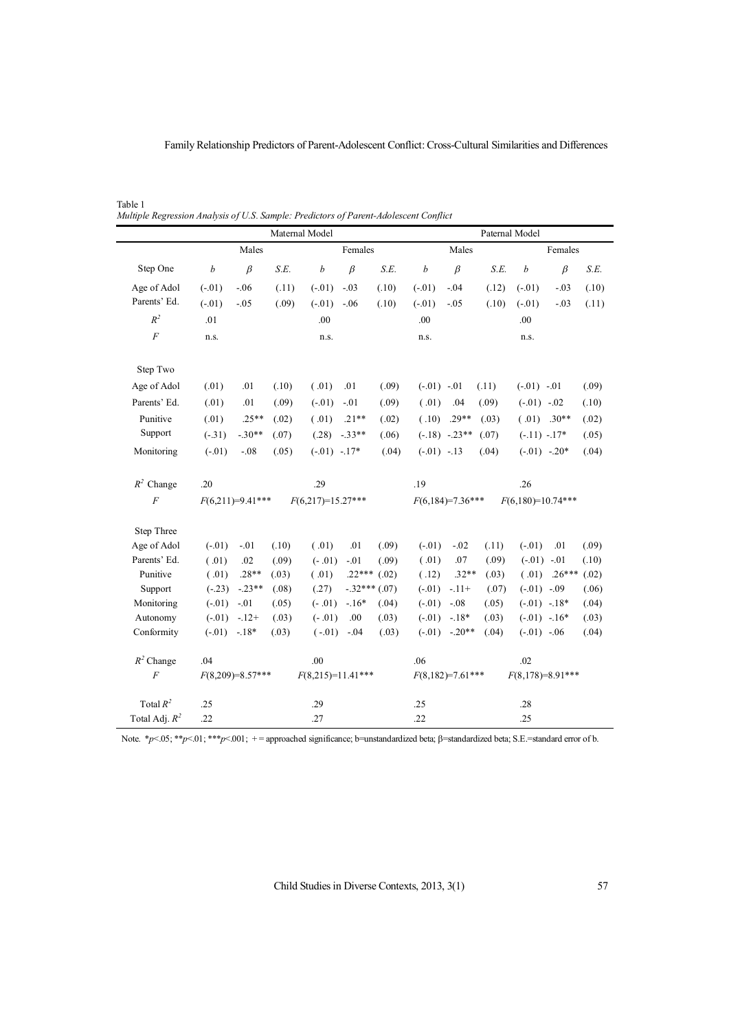Table 1
*Multiple Regression Analysis of U.S. Sample: Predictors of Parent-Adolescent Conflict*

| | Maternal Model | | | | | | Paternal Model | | | | | |
|---|---|---|---|---|---|---|---|---|---|---|---|---|
| | Males | | | Females | | | Males | | | Females | | |
| Step One | *b* | *β* | *S.E.* | *b* | *β* | *S.E.* | *b* | *β* | *S.E.* | *b* | *β* | *S.E.* |
| Age of Adol | (-.01) | -.06 | (.11) | (-.01) | -.03 | (.10) | (-.01) | -.04 | (.12) | (-.01) | -.03 | (.10) |
| Parents' Ed. | (-.01) | -.05 | (.09) | (-.01) | -.06 | (.10) | (-.01) | -.05 | (.10) | (-.01) | -.03 | (.11) |
| $R^2$ | .01 | | | .00 | | | .00 | | | .00 | | |
| *F* | n.s. | | | n.s. | | | n.s. | | | n.s. | | |
| Step Two | | | | | | | | | | | | |
| Age of Adol | (.01) | .01 | (.10) | (.01) | .01 | (.09) | (-.01) | -.01 | (.11) | (-.01) | -.01 | (.09) |
| Parents' Ed. | (.01) | .01 | (.09) | (-.01) | -.01 | (.09) | (.01) | .04 | (.09) | (-.01) | -.02 | (.10) |
| Punitive | (.01) | .25** | (.02) | (.01) | .21** | (.02) | (.10) | .29** | (.03) | (.01) | .30** | (.02) |
| Support | (-.31) | -.30** | (.07) | (.28) | -.33** | (.06) | (-.18) | -.23** | (.07) | (-.11) | -.17* | (.05) |
| Monitoring | (-.01) | -.08 | (.05) | (-.01) | -.17* | (.04) | (-.01) | -.13 | (.04) | (-.01) | -.20* | (.04) |
| $R^2$ Change | .20 | | | .29 | | | .19 | | | .26 | | |
| *F* | $F(6,211)=9.41$*** | | | $F(6,217)=15.27$*** | | | $F(6,184)=7.36$*** | | | $F(6,180)=10.74$*** | | |
| Step Three | | | | | | | | | | | | |
| Age of Adol | (-.01) | -.01 | (.10) | (.01) | .01 | (.09) | (-.01) | -.02 | (.11) | (-.01) | .01 | (.09) |
| Parents' Ed. | (.01) | .02 | (.09) | (-.01) | -.01 | (.09) | (.01) | .07 | (.09) | (-.01) | -.01 | (.10) |
| Punitive | (.01) | .28** | (.03) | (.01) | .22*** | (.02) | (.12) | .32** | (.03) | (.01) | .26*** | (.02) |
| Support | (-.23) | -.23** | (.08) | (.27) | -.32*** | (.07) | (-.01) | -.11+ | (.07) | (-.01) | -.09 | (.06) |
| Monitoring | (-.01) | -.01 | (.05) | (-.01) | -.16* | (.04) | (-.01) | -.08 | (.05) | (-.01) | -.18* | (.04) |
| Autonomy | (-.01) | -.12+ | (.03) | (-.01) | .00 | (.03) | (-.01) | -.18* | (.03) | (-.01) | -.16* | (.03) |
| Conformity | (-.01) | -.18* | (.03) | (-.01) | -.04 | (.03) | (-.01) | -.20** | (.04) | (-.01) | -.06 | (.04) |
| $R^2$ Change | .04 | | | .00 | | | .06 | | | .02 | | |
| *F* | $F(8,209)=8.57$*** | | | $F(8,215)=11.41$*** | | | $F(8,182)=7.61$*** | | | $F(8,178)=8.91$*** | | |
| Total $R^2$ | .25 | | | .29 | | | .25 | | | .28 | | |
| Total Adj. $R^2$ | .22 | | | .27 | | | .22 | | | .25 | | |

Note. *$p<.05$; **$p<.01$; ***$p<.001$; + = approached significance; b=unstandardized beta; β=standardized beta; S.E.=standard error of b.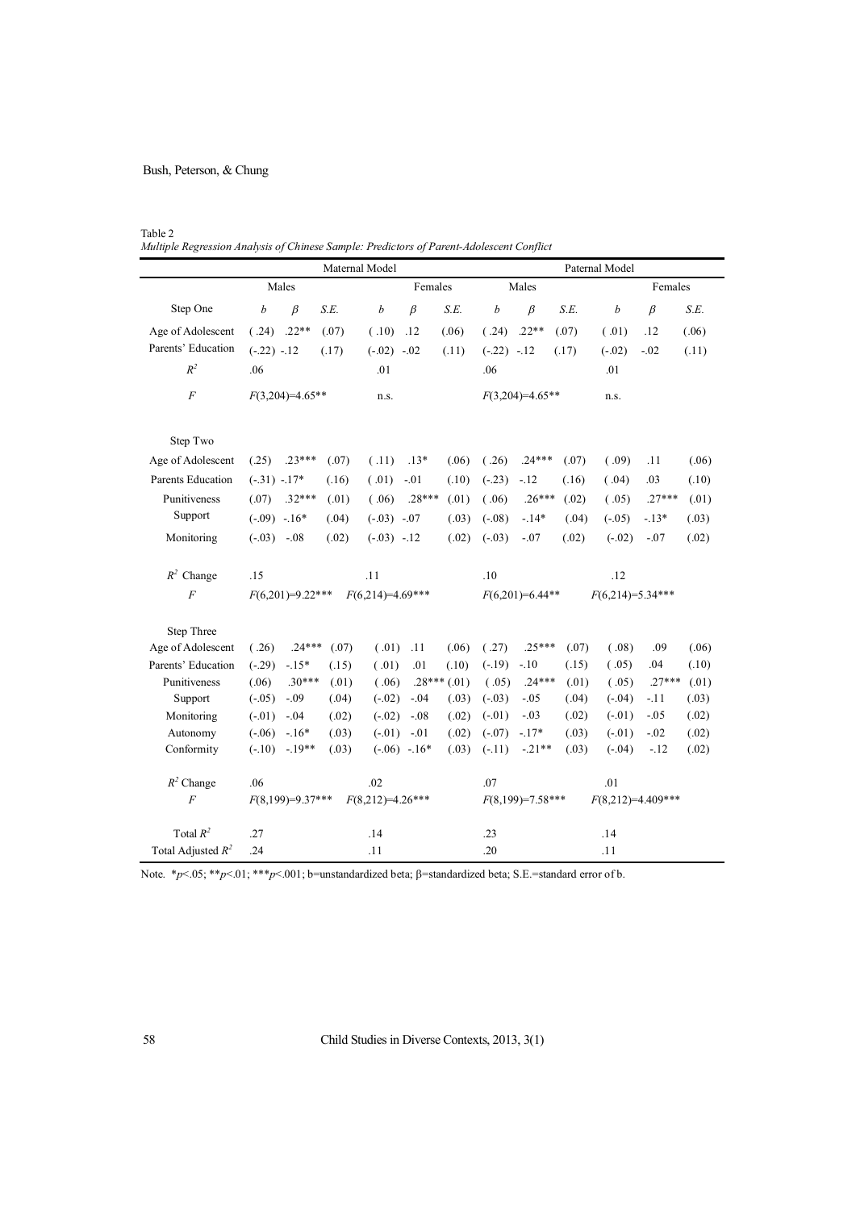Table 2
*Multiple Regression Analysis of Chinese Sample: Predictors of Parent-Adolescent Conflict*

| | Maternal Model | | | | | | Paternal Model | | | | | |
|---|---|---|---|---|---|---|---|---|---|---|---|---|
| | Males | | | Females | | | Males | | | Females | | |
| Step One | *b* | *β* | *S.E.* | *b* | *β* | *S.E.* | *b* | *β* | *S.E.* | *b* | *β* | *S.E.* |
| Age of Adolescent | (.24) | .22** | (.07) | (.10) | .12 | (.06) | (.24) | .22** | (.07) | (.01) | .12 | (.06) |
| Parents' Education | (-.22) | -.12 | (.17) | (-.02) | -.02 | (.11) | (-.22) | -.12 | (.17) | (-.02) | -.02 | (.11) |
| $R^2$ | .06 | | | .01 | | | .06 | | | .01 | | |
| $F$ | $F(3,204)$=4.65** | | | n.s. | | | $F(3,204)$=4.65** | | | n.s. | | |
| Step Two | | | | | | | | | | | | |
| Age of Adolescent | (.25) | .23*** | (.07) | (.11) | .13* | (.06) | (.26) | .24*** | (.07) | (.09) | .11 | (.06) |
| Parents Education | (-.31) | -.17* | (.16) | (.01) | -.01 | (.10) | (-.23) | -.12 | (.16) | (.04) | .03 | (.10) |
| Punitiveness | (.07) | .32*** | (.01) | (.06) | .28*** | (.01) | (.06) | .26*** | (.02) | (.05) | .27*** | (.01) |
| Support | (-.09) | -.16* | (.04) | (-.03) | -.07 | (.03) | (-.08) | -.14* | (.04) | (-.05) | -.13* | (.03) |
| Monitoring | (-.03) | -.08 | (.02) | (-.03) | -.12 | (.02) | (-.03) | -.07 | (.02) | (-.02) | -.07 | (.02) |
| $R^2$ Change | .15 | | | .11 | | | .10 | | | .12 | | |
| $F$ | $F(6,201)$=9.22*** | | | $F(6,214)$=4.69*** | | | $F(6,201)$=6.44** | | | $F(6,214)$=5.34*** | | |
| Step Three | | | | | | | | | | | | |
| Age of Adolescent | (.26) | .24*** | (.07) | (.01) | .11 | (.06) | (.27) | .25*** | (.07) | (.08) | .09 | (.06) |
| Parents' Education | (-.29) | -.15* | (.15) | (.01) | .01 | (.10) | (-.19) | -.10 | (.15) | (.05) | .04 | (.10) |
| Punitiveness | (.06) | .30*** | (.01) | (.06) | .28*** | (.01) | (.05) | .24*** | (.01) | (.05) | .27*** | (.01) |
| Support | (-.05) | -.09 | (.04) | (-.02) | -.04 | (.03) | (-.03) | -.05 | (.04) | (-.04) | -.11 | (.03) |
| Monitoring | (-.01) | -.04 | (.02) | (-.02) | -.08 | (.02) | (-.01) | -.03 | (.02) | (-.01) | -.05 | (.02) |
| Autonomy | (-.06) | -.16* | (.03) | (-.01) | -.01 | (.02) | (-.07) | -.17* | (.03) | (-.01) | -.02 | (.02) |
| Conformity | (-.10) | -.19** | (.03) | (-.06) | -.16* | (.03) | (-.11) | -.21** | (.03) | (-.04) | -.12 | (.02) |
| $R^2$ Change | .06 | | | .02 | | | .07 | | | .01 | | |
| $F$ | $F(8,199)$=9.37*** | | | $F(8,212)$=4.26*** | | | $F(8,199)$=7.58*** | | | $F(8,212)$=4.409*** | | |
| Total $R^2$ | .27 | | | .14 | | | .23 | | | .14 | | |
| Total Adjusted $R^2$ | .24 | | | .11 | | | .20 | | | .11 | | |

Note. *$p$<.05; **$p$<.01; ***$p$<.001; b=unstandardized beta; β=standardized beta; S.E.=standard error of b.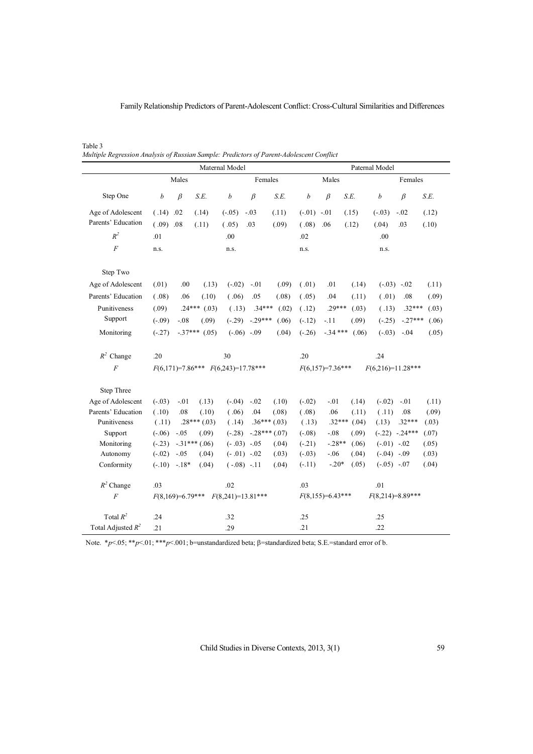Table 3

*Multiple Regression Analysis of Russian Sample: Predictors of Parent-Adolescent Conflict*

| | Maternal Model | | | | | | Paternal Model | | | | | |
|---|---|---|---|---|---|---|---|---|---|---|---|---|
| | Males | | | Females | | | Males | | | Females | | |
| Step One | *b* | *β* | *S.E.* | *b* | *β* | *S.E.* | *b* | *β* | *S.E.* | *b* | *β* | *S.E.* |
| Age of Adolescent | (.14) | .02 | (.14) | (-.05) | -.03 | (.11) | (-.01) | -.01 | (.15) | (-.03) | -.02 | (.12) |
| Parents' Education | (.09) | .08 | (.11) | (.05) | .03 | (.09) | (.08) | .06 | (.12) | (.04) | .03 | (.10) |
| $R^2$ | .01 | | | .00 | | | .02 | | | .00 | | |
| *F* | n.s. | | | n.s. | | | n.s. | | | n.s. | | |
| Step Two | | | | | | | | | | | | |
| Age of Adolescent | (.01) | .00 | (.13) | (-.02) | -.01 | (.09) | (.01) | .01 | (.14) | (-.03) | -.02 | (.11) |
| Parents' Education | (.08) | .06 | (.10) | (.06) | .05 | (.08) | (.05) | .04 | (.11) | (.01) | .08 | (.09) |
| Punitiveness | (.09) | .24*** | (.03) | (.13) | .34*** | (.02) | (.12) | .29*** | (.03) | (.13) | .32*** | (.03) |
| Support | (-.09) | -.08 | (.09) | (-.29) | -.29*** | (.06) | (-.12) | -.11 | (.09) | (-.25) | -.27*** | (.06) |
| Monitoring | (-.27) | -.37*** | (.05) | (-.06) | -.09 | (.04) | (-.26) | -.34 *** | (.06) | (-.03) | -.04 | (.05) |
| $R^2$ Change | .20 | | | 30 | | | .20 | | | .24 | | |
| *F* | $F(6,171)=7.86$*** | | | $F(6,243)=17.78$*** | | | $F(6,157)=7.36$*** | | | $F(6,216)=11.28$*** | | |
| Step Three | | | | | | | | | | | | |
| Age of Adolescent | (-.03) | -.01 | (.13) | (-.04) | -.02 | (.10) | (-.02) | -.01 | (.14) | (-.02) | -.01 | (.11) |
| Parents' Education | (.10) | .08 | (.10) | (.06) | .04 | (.08) | (.08) | .06 | (.11) | (.11) | .08 | (.09) |
| Punitiveness | (.11) | .28*** | (.03) | (.14) | .36*** | (.03) | (.13) | .32*** | (.04) | (.13) | .32*** | (.03) |
| Support | (-.06) | -.05 | (.09) | (-.28) | -.28*** | (.07) | (-.08) | -.08 | (.09) | (-.22) | -.24*** | (.07) |
| Monitoring | (-.23) | -.31*** | (.06) | (-.03) | -.05 | (.04) | (-.21) | -.28** | (.06) | (-.01) | -.02 | (.05) |
| Autonomy | (-.02) | -.05 | (.04) | (-.01) | -.02 | (.03) | (-.03) | -.06 | (.04) | (-.04) | -.09 | (.03) |
| Conformity | (-.10) | -.18* | (.04) | (-.08) | -.11 | (.04) | (-.11) | -.20* | (.05) | (-.05) | -.07 | (.04) |
| $R^2$ Change | .03 | | | .02 | | | .03 | | | .01 | | |
| *F* | $F(8,169)=6.79$*** | | | $F(8,241)=13.81$*** | | | $F(8,155)=6.43$*** | | | $F(8,214)=8.89$*** | | |
| Total $R^2$ | .24 | | | .32 | | | .25 | | | .25 | | |
| Total Adjusted $R^2$ | .21 | | | .29 | | | .21 | | | .22 | | |

Note. *$p<.05$; **$p<.01$; ***$p<.001$; b=unstandardized beta; β=standardized beta; S.E.=standard error of b.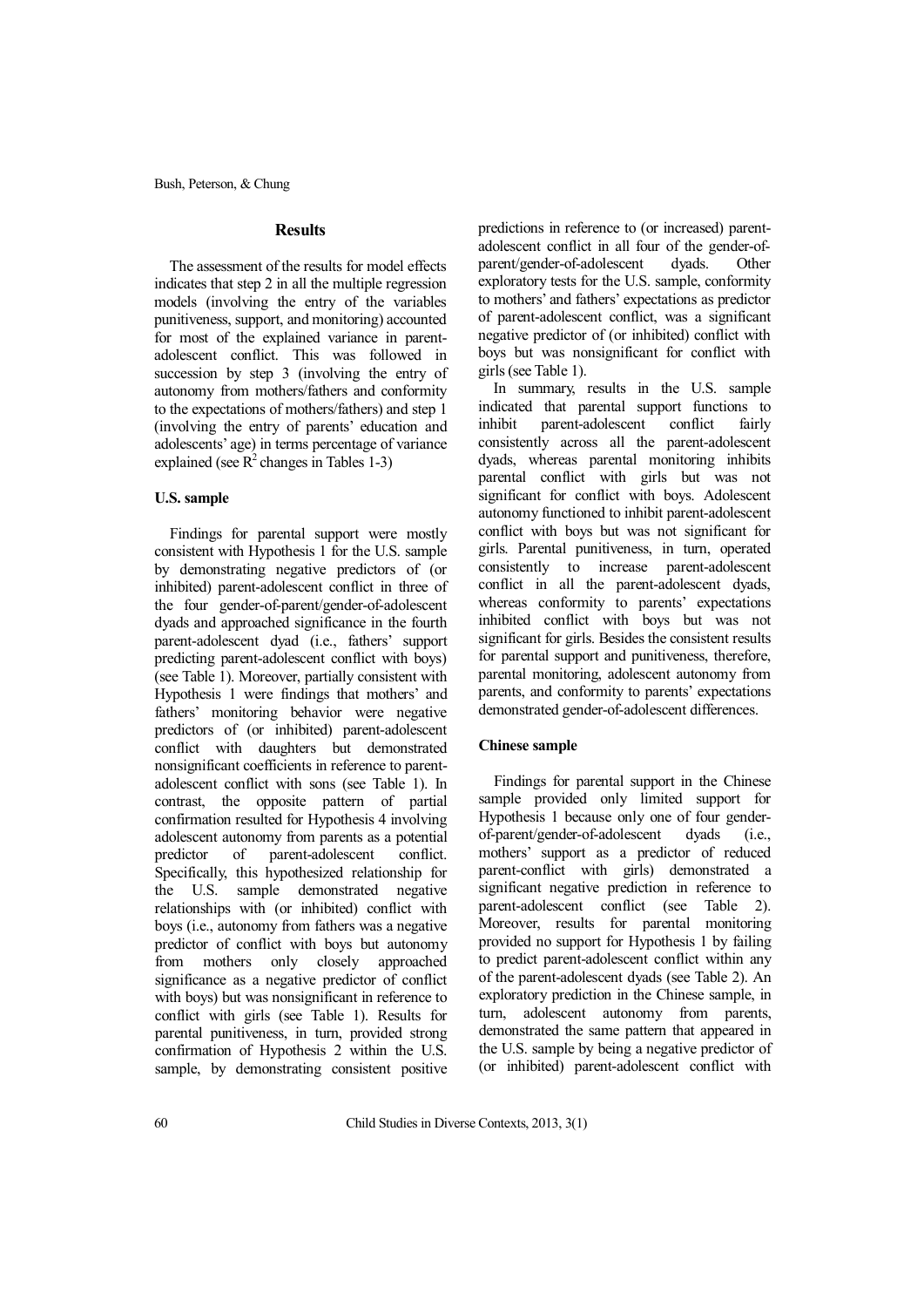## Results

The assessment of the results for model effects indicates that step 2 in all the multiple regression models (involving the entry of the variables punitiveness, support, and monitoring) accounted for most of the explained variance in parent-adolescent conflict. This was followed in succession by step 3 (involving the entry of autonomy from mothers/fathers and conformity to the expectations of mothers/fathers) and step 1 (involving the entry of parents' education and adolescents' age) in terms percentage of variance explained (see $R^2$ changes in Tables 1-3)

### U.S. sample

Findings for parental support were mostly consistent with Hypothesis 1 for the U.S. sample by demonstrating negative predictors of (or inhibited) parent-adolescent conflict in three of the four gender-of-parent/gender-of-adolescent dyads and approached significance in the fourth parent-adolescent dyad (i.e., fathers' support predicting parent-adolescent conflict with boys) (see Table 1). Moreover, partially consistent with Hypothesis 1 were findings that mothers' and fathers' monitoring behavior were negative predictors of (or inhibited) parent-adolescent conflict with daughters but demonstrated nonsignificant coefficients in reference to parent-adolescent conflict with sons (see Table 1). In contrast, the opposite pattern of partial confirmation resulted for Hypothesis 4 involving adolescent autonomy from parents as a potential predictor of parent-adolescent conflict. Specifically, this hypothesized relationship for the U.S. sample demonstrated negative relationships with (or inhibited) conflict with boys (i.e., autonomy from fathers was a negative predictor of conflict with boys but autonomy from mothers only closely approached significance as a negative predictor of conflict with boys) but was nonsignificant in reference to conflict with girls (see Table 1). Results for parental punitiveness, in turn, provided strong confirmation of Hypothesis 2 within the U.S. sample, by demonstrating consistent positive predictions in reference to (or increased) parent-adolescent conflict in all four of the gender-of-parent/gender-of-adolescent dyads. Other exploratory tests for the U.S. sample, conformity to mothers' and fathers' expectations as predictor of parent-adolescent conflict, was a significant negative predictor of (or inhibited) conflict with boys but was nonsignificant for conflict with girls (see Table 1).

In summary, results in the U.S. sample indicated that parental support functions to inhibit parent-adolescent conflict fairly consistently across all the parent-adolescent dyads, whereas parental monitoring inhibits parental conflict with girls but was not significant for conflict with boys. Adolescent autonomy functioned to inhibit parent-adolescent conflict with boys but was not significant for girls. Parental punitiveness, in turn, operated consistently to increase parent-adolescent conflict in all the parent-adolescent dyads, whereas conformity to parents' expectations inhibited conflict with boys but was not significant for girls. Besides the consistent results for parental support and punitiveness, therefore, parental monitoring, adolescent autonomy from parents, and conformity to parents' expectations demonstrated gender-of-adolescent differences.

### Chinese sample

Findings for parental support in the Chinese sample provided only limited support for Hypothesis 1 because only one of four gender-of-parent/gender-of-adolescent dyads (i.e., mothers' support as a predictor of reduced parent-conflict with girls) demonstrated a significant negative prediction in reference to parent-adolescent conflict (see Table 2). Moreover, results for parental monitoring provided no support for Hypothesis 1 by failing to predict parent-adolescent conflict within any of the parent-adolescent dyads (see Table 2). An exploratory prediction in the Chinese sample, in turn, adolescent autonomy from parents, demonstrated the same pattern that appeared in the U.S. sample by being a negative predictor of (or inhibited) parent-adolescent conflict with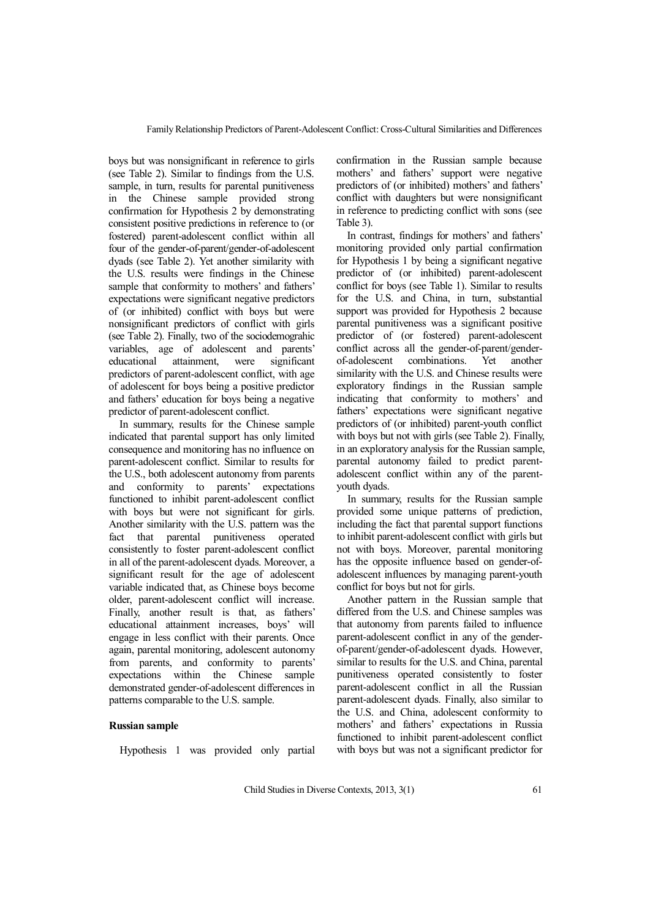boys but was nonsignificant in reference to girls (see Table 2). Similar to findings from the U.S. sample, in turn, results for parental punitiveness in the Chinese sample provided strong confirmation for Hypothesis 2 by demonstrating consistent positive predictions in reference to (or fostered) parent-adolescent conflict within all four of the gender-of-parent/gender-of-adolescent dyads (see Table 2). Yet another similarity with the U.S. results were findings in the Chinese sample that conformity to mothers' and fathers' expectations were significant negative predictors of (or inhibited) conflict with boys but were nonsignificant predictors of conflict with girls (see Table 2). Finally, two of the sociodemograhic variables, age of adolescent and parents' educational attainment, were significant predictors of parent-adolescent conflict, with age of adolescent for boys being a positive predictor and fathers' education for boys being a negative predictor of parent-adolescent conflict.

In summary, results for the Chinese sample indicated that parental support has only limited consequence and monitoring has no influence on parent-adolescent conflict. Similar to results for the U.S., both adolescent autonomy from parents and conformity to parents' expectations functioned to inhibit parent-adolescent conflict with boys but were not significant for girls. Another similarity with the U.S. pattern was the fact that parental punitiveness operated consistently to foster parent-adolescent conflict in all of the parent-adolescent dyads. Moreover, a significant result for the age of adolescent variable indicated that, as Chinese boys become older, parent-adolescent conflict will increase. Finally, another result is that, as fathers' educational attainment increases, boys' will engage in less conflict with their parents. Once again, parental monitoring, adolescent autonomy from parents, and conformity to parents' expectations within the Chinese sample demonstrated gender-of-adolescent differences in patterns comparable to the U.S. sample.

**Russian sample**

Hypothesis 1 was provided only partial confirmation in the Russian sample because mothers' and fathers' support were negative predictors of (or inhibited) mothers' and fathers' conflict with daughters but were nonsignificant in reference to predicting conflict with sons (see Table 3).

In contrast, findings for mothers' and fathers' monitoring provided only partial confirmation for Hypothesis 1 by being a significant negative predictor of (or inhibited) parent-adolescent conflict for boys (see Table 1). Similar to results for the U.S. and China, in turn, substantial support was provided for Hypothesis 2 because parental punitiveness was a significant positive predictor of (or fostered) parent-adolescent conflict across all the gender-of-parent/gender-of-adolescent combinations. Yet another similarity with the U.S. and Chinese results were exploratory findings in the Russian sample indicating that conformity to mothers' and fathers' expectations were significant negative predictors of (or inhibited) parent-youth conflict with boys but not with girls (see Table 2). Finally, in an exploratory analysis for the Russian sample, parental autonomy failed to predict parent-adolescent conflict within any of the parent-youth dyads.

In summary, results for the Russian sample provided some unique patterns of prediction, including the fact that parental support functions to inhibit parent-adolescent conflict with girls but not with boys. Moreover, parental monitoring has the opposite influence based on gender-of-adolescent influences by managing parent-youth conflict for boys but not for girls.

Another pattern in the Russian sample that differed from the U.S. and Chinese samples was that autonomy from parents failed to influence parent-adolescent conflict in any of the gender-of-parent/gender-of-adolescent dyads. However, similar to results for the U.S. and China, parental punitiveness operated consistently to foster parent-adolescent conflict in all the Russian parent-adolescent dyads. Finally, also similar to the U.S. and China, adolescent conformity to mothers' and fathers' expectations in Russia functioned to inhibit parent-adolescent conflict with boys but was not a significant predictor for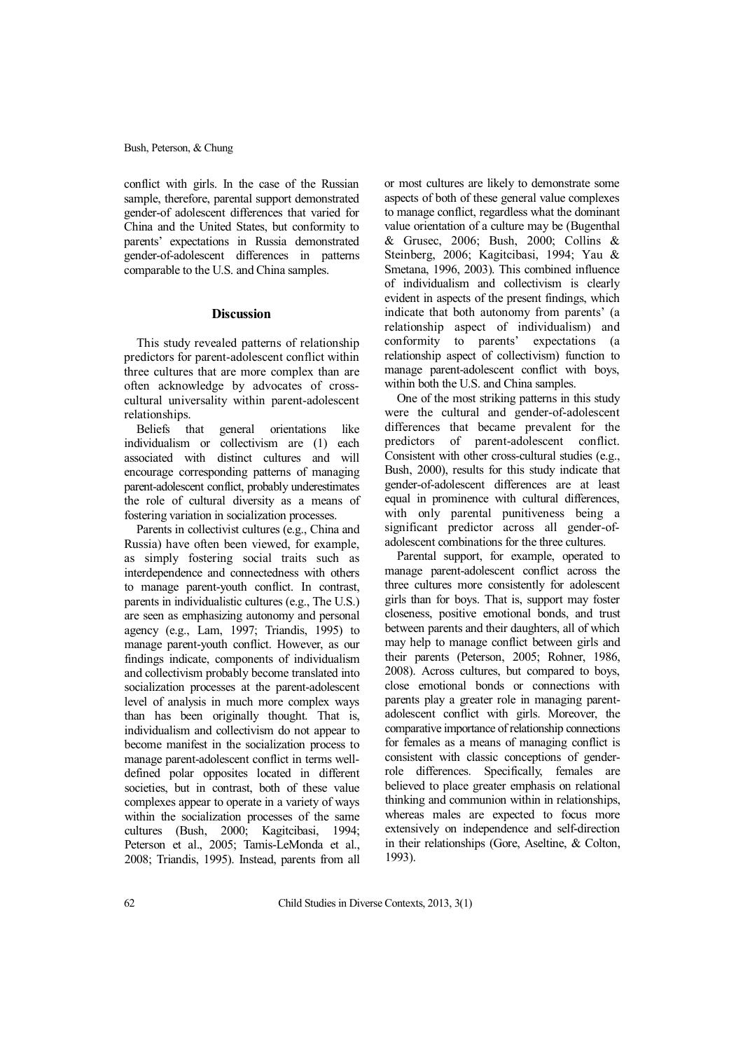conflict with girls. In the case of the Russian sample, therefore, parental support demonstrated gender-of adolescent differences that varied for China and the United States, but conformity to parents' expectations in Russia demonstrated gender-of-adolescent differences in patterns comparable to the U.S. and China samples.

## Discussion

This study revealed patterns of relationship predictors for parent-adolescent conflict within three cultures that are more complex than are often acknowledge by advocates of cross-cultural universality within parent-adolescent relationships.

Beliefs that general orientations like individualism or collectivism are (1) each associated with distinct cultures and will encourage corresponding patterns of managing parent-adolescent conflict, probably underestimates the role of cultural diversity as a means of fostering variation in socialization processes.

Parents in collectivist cultures (e.g., China and Russia) have often been viewed, for example, as simply fostering social traits such as interdependence and connectedness with others to manage parent-youth conflict. In contrast, parents in individualistic cultures (e.g., The U.S.) are seen as emphasizing autonomy and personal agency (e.g., Lam, 1997; Triandis, 1995) to manage parent-youth conflict. However, as our findings indicate, components of individualism and collectivism probably become translated into socialization processes at the parent-adolescent level of analysis in much more complex ways than has been originally thought. That is, individualism and collectivism do not appear to become manifest in the socialization process to manage parent-adolescent conflict in terms well-defined polar opposites located in different societies, but in contrast, both of these value complexes appear to operate in a variety of ways within the socialization processes of the same cultures (Bush, 2000; Kagitcibasi, 1994; Peterson et al., 2005; Tamis-LeMonda et al., 2008; Triandis, 1995). Instead, parents from all or most cultures are likely to demonstrate some aspects of both of these general value complexes to manage conflict, regardless what the dominant value orientation of a culture may be (Bugenthal & Grusec, 2006; Bush, 2000; Collins & Steinberg, 2006; Kagitcibasi, 1994; Yau & Smetana, 1996, 2003). This combined influence of individualism and collectivism is clearly evident in aspects of the present findings, which indicate that both autonomy from parents' (a relationship aspect of individualism) and conformity to parents' expectations (a relationship aspect of collectivism) function to manage parent-adolescent conflict with boys, within both the U.S. and China samples.

One of the most striking patterns in this study were the cultural and gender-of-adolescent differences that became prevalent for the predictors of parent-adolescent conflict. Consistent with other cross-cultural studies (e.g., Bush, 2000), results for this study indicate that gender-of-adolescent differences are at least equal in prominence with cultural differences, with only parental punitiveness being a significant predictor across all gender-of-adolescent combinations for the three cultures.

Parental support, for example, operated to manage parent-adolescent conflict across the three cultures more consistently for adolescent girls than for boys. That is, support may foster closeness, positive emotional bonds, and trust between parents and their daughters, all of which may help to manage conflict between girls and their parents (Peterson, 2005; Rohner, 1986, 2008). Across cultures, but compared to boys, close emotional bonds or connections with parents play a greater role in managing parent-adolescent conflict with girls. Moreover, the comparative importance of relationship connections for females as a means of managing conflict is consistent with classic conceptions of gender-role differences. Specifically, females are believed to place greater emphasis on relational thinking and communion within in relationships, whereas males are expected to focus more extensively on independence and self-direction in their relationships (Gore, Aseltine, & Colton, 1993).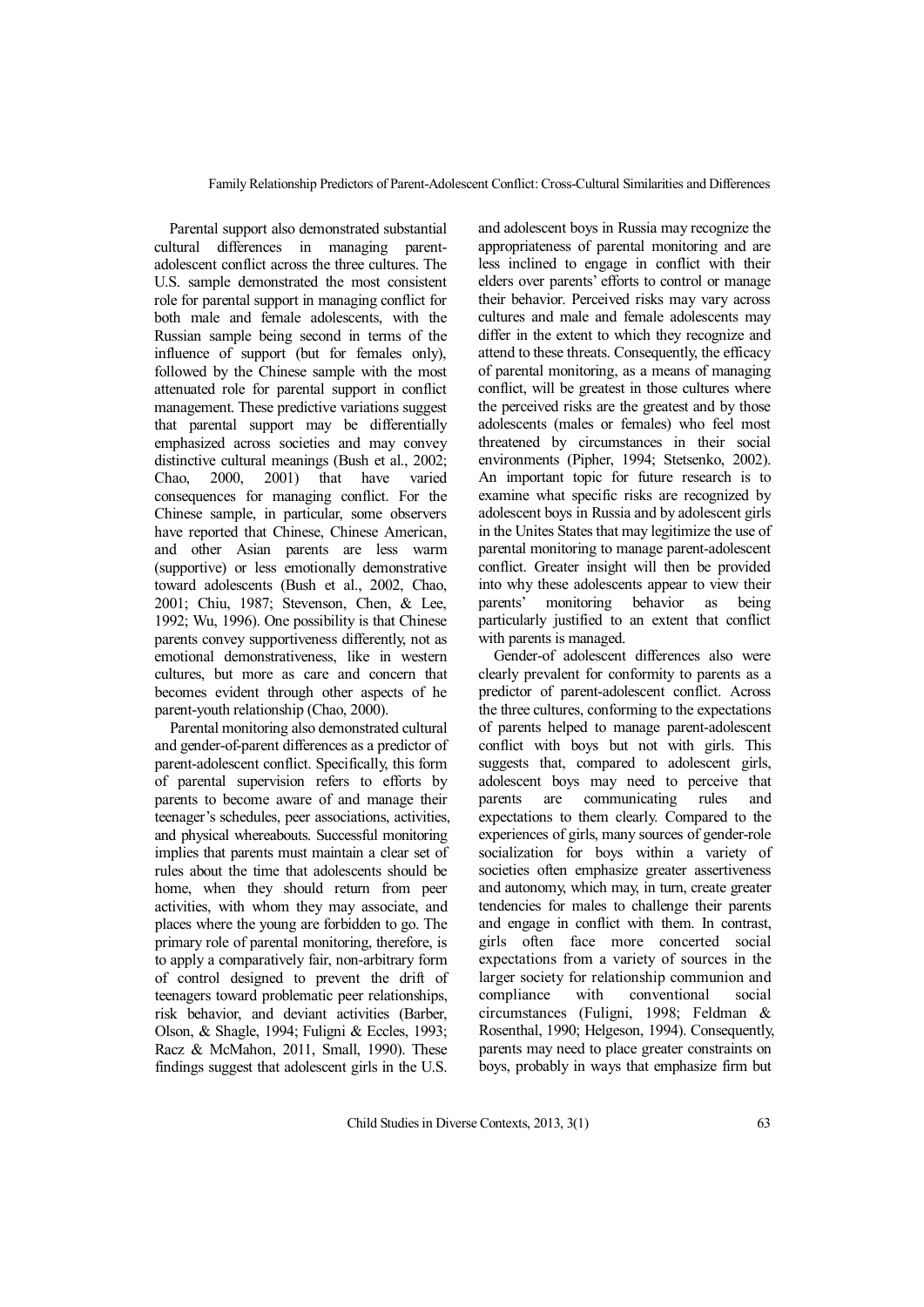Parental support also demonstrated substantial cultural differences in managing parent-adolescent conflict across the three cultures. The U.S. sample demonstrated the most consistent role for parental support in managing conflict for both male and female adolescents, with the Russian sample being second in terms of the influence of support (but for females only), followed by the Chinese sample with the most attenuated role for parental support in conflict management. These predictive variations suggest that parental support may be differentially emphasized across societies and may convey distinctive cultural meanings (Bush et al., 2002; Chao, 2000, 2001) that have varied consequences for managing conflict. For the Chinese sample, in particular, some observers have reported that Chinese, Chinese American, and other Asian parents are less warm (supportive) or less emotionally demonstrative toward adolescents (Bush et al., 2002, Chao, 2001; Chiu, 1987; Stevenson, Chen, & Lee, 1992; Wu, 1996). One possibility is that Chinese parents convey supportiveness differently, not as emotional demonstrativeness, like in western cultures, but more as care and concern that becomes evident through other aspects of he parent-youth relationship (Chao, 2000).

Parental monitoring also demonstrated cultural and gender-of-parent differences as a predictor of parent-adolescent conflict. Specifically, this form of parental supervision refers to efforts by parents to become aware of and manage their teenager's schedules, peer associations, activities, and physical whereabouts. Successful monitoring implies that parents must maintain a clear set of rules about the time that adolescents should be home, when they should return from peer activities, with whom they may associate, and places where the young are forbidden to go. The primary role of parental monitoring, therefore, is to apply a comparatively fair, non-arbitrary form of control designed to prevent the drift of teenagers toward problematic peer relationships, risk behavior, and deviant activities (Barber, Olson, & Shagle, 1994; Fuligni & Eccles, 1993; Racz & McMahon, 2011, Small, 1990). These findings suggest that adolescent girls in the U.S. and adolescent boys in Russia may recognize the appropriateness of parental monitoring and are less inclined to engage in conflict with their elders over parents' efforts to control or manage their behavior. Perceived risks may vary across cultures and male and female adolescents may differ in the extent to which they recognize and attend to these threats. Consequently, the efficacy of parental monitoring, as a means of managing conflict, will be greatest in those cultures where the perceived risks are the greatest and by those adolescents (males or females) who feel most threatened by circumstances in their social environments (Pipher, 1994; Stetsenko, 2002). An important topic for future research is to examine what specific risks are recognized by adolescent boys in Russia and by adolescent girls in the Unites States that may legitimize the use of parental monitoring to manage parent-adolescent conflict. Greater insight will then be provided into why these adolescents appear to view their parents' monitoring behavior as being particularly justified to an extent that conflict with parents is managed.

Gender-of adolescent differences also were clearly prevalent for conformity to parents as a predictor of parent-adolescent conflict. Across the three cultures, conforming to the expectations of parents helped to manage parent-adolescent conflict with boys but not with girls. This suggests that, compared to adolescent girls, adolescent boys may need to perceive that parents are communicating rules and expectations to them clearly. Compared to the experiences of girls, many sources of gender-role socialization for boys within a variety of societies often emphasize greater assertiveness and autonomy, which may, in turn, create greater tendencies for males to challenge their parents and engage in conflict with them. In contrast, girls often face more concerted social expectations from a variety of sources in the larger society for relationship communion and compliance with conventional social circumstances (Fuligni, 1998; Feldman & Rosenthal, 1990; Helgeson, 1994). Consequently, parents may need to place greater constraints on boys, probably in ways that emphasize firm but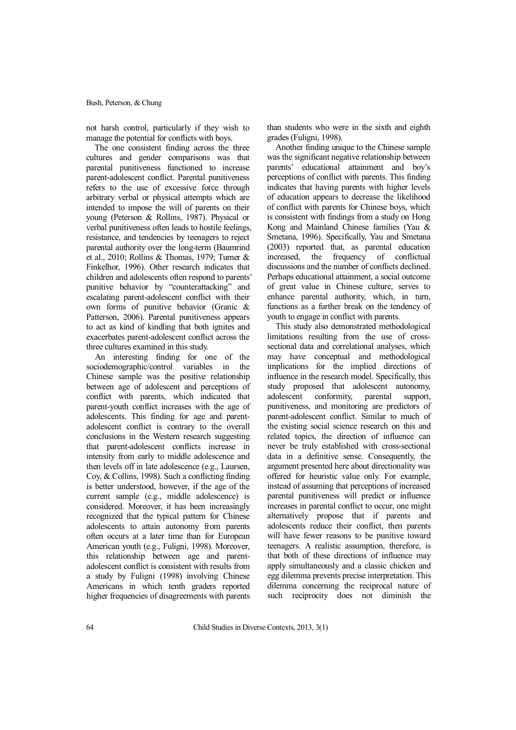not harsh control, particularly if they wish to manage the potential for conflicts with boys.

The one consistent finding across the three cultures and gender comparisons was that parental punitiveness functioned to increase parent-adolescent conflict. Parental punitiveness refers to the use of excessive force through arbitrary verbal or physical attempts which are intended to impose the will of parents on their young (Peterson & Rollins, 1987). Physical or verbal punitiveness often leads to hostile feelings, resistance, and tendencies by teenagers to reject parental authority over the long-term (Baumrind et al., 2010; Rollins & Thomas, 1979; Turner & Finkelhor, 1996). Other research indicates that children and adolescents often respond to parents' punitive behavior by "counterattacking" and escalating parent-adolescent conflict with their own forms of punitive behavior (Granic & Patterson, 2006). Parental punitiveness appears to act as kind of kindling that both ignites and exacerbates parent-adolescent conflict across the three cultures examined in this study.

An interesting finding for one of the sociodemographic/control variables in the Chinese sample was the positive relationship between age of adolescent and perceptions of conflict with parents, which indicated that parent-youth conflict increases with the age of adolescents. This finding for age and parent-adolescent conflict is contrary to the overall conclusions in the Western research suggesting that parent-adolescent conflicts increase in intensity from early to middle adolescence and then levels off in late adolescence (e.g., Laursen, Coy, & Collins, 1998). Such a conflicting finding is better understood, however, if the age of the current sample (e.g., middle adolescence) is considered. Moreover, it has been increasingly recognized that the typical pattern for Chinese adolescents to attain autonomy from parents often occurs at a later time than for European American youth (e.g., Fuligni, 1998). Moreover, this relationship between age and parent-adolescent conflict is consistent with results from a study by Fuligni (1998) involving Chinese Americans in which tenth graders reported higher frequencies of disagreements with parents than students who were in the sixth and eighth grades (Fuligni, 1998).

Another finding unique to the Chinese sample was the significant negative relationship between parents' educational attainment and boy's perceptions of conflict with parents. This finding indicates that having parents with higher levels of education appears to decrease the likelihood of conflict with parents for Chinese boys, which is consistent with findings from a study on Hong Kong and Mainland Chinese families (Yau & Smetana, 1996). Specifically, Yau and Smetana (2003) reported that, as parental education increased, the frequency of conflictual discussions and the number of conflicts declined. Perhaps educational attainment, a social outcome of great value in Chinese culture, serves to enhance parental authority, which, in turn, functions as a further break on the tendency of youth to engage in conflict with parents.

This study also demonstrated methodological limitations resulting from the use of cross-sectional data and correlational analyses, which may have conceptual and methodological implications for the implied directions of influence in the research model. Specifically, this study proposed that adolescent autonomy, adolescent conformity, parental support, punitiveness, and monitoring are predictors of parent-adolescent conflict. Similar to much of the existing social science research on this and related topics, the direction of influence can never be truly established with cross-sectional data in a definitive sense. Consequently, the argument presented here about directionality was offered for heuristic value only. For example, instead of assuming that perceptions of increased parental punitiveness will predict or influence increases in parental conflict to occur, one might alternatively propose that if parents and adolescents reduce their conflict, then parents will have fewer reasons to be punitive toward teenagers. A realistic assumption, therefore, is that both of these directions of influence may apply simultaneously and a classic chicken and egg dilemma prevents precise interpretation. This dilemma concerning the reciprocal nature of such reciprocity does not diminish the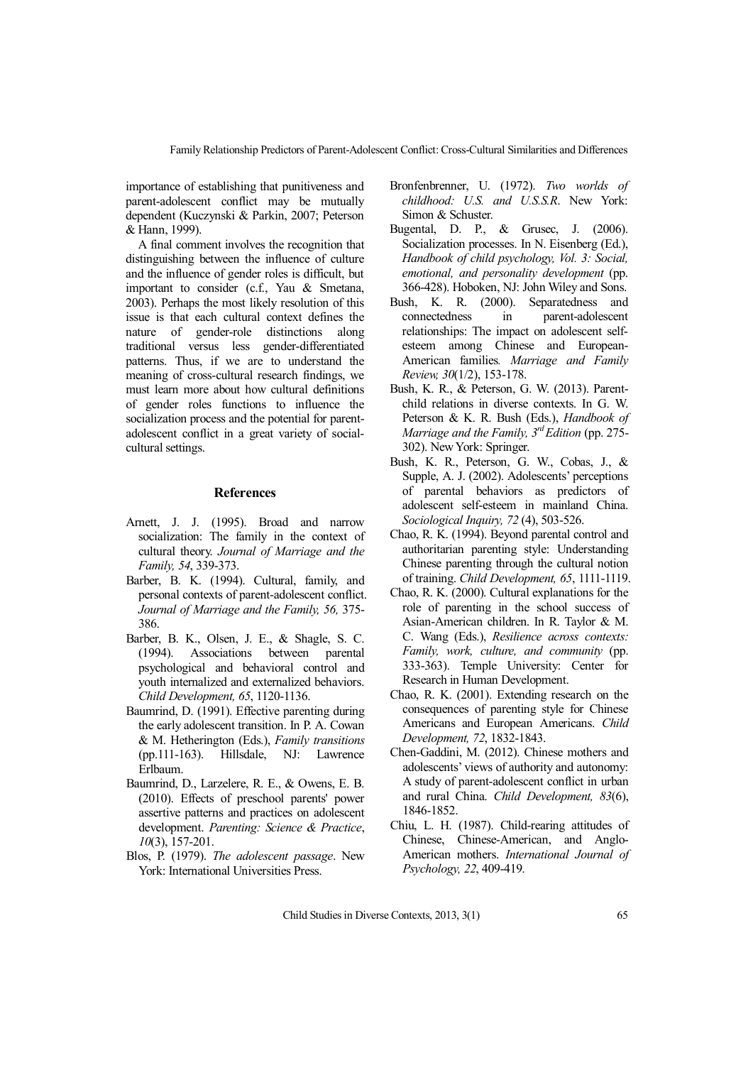importance of establishing that punitiveness and parent-adolescent conflict may be mutually dependent (Kuczynski & Parkin, 2007; Peterson & Hann, 1999).

A final comment involves the recognition that distinguishing between the influence of culture and the influence of gender roles is difficult, but important to consider (c.f., Yau & Smetana, 2003). Perhaps the most likely resolution of this issue is that each cultural context defines the nature of gender-role distinctions along traditional versus less gender-differentiated patterns. Thus, if we are to understand the meaning of cross-cultural research findings, we must learn more about how cultural definitions of gender roles functions to influence the socialization process and the potential for parent-adolescent conflict in a great variety of social-cultural settings.

## References

Arnett, J. J. (1995). Broad and narrow socialization: The family in the context of cultural theory. *Journal of Marriage and the Family, 54*, 339-373.

Barber, B. K. (1994). Cultural, family, and personal contexts of parent-adolescent conflict. *Journal of Marriage and the Family, 56,* 375-386.

Barber, B. K., Olsen, J. E., & Shagle, S. C. (1994). Associations between parental psychological and behavioral control and youth internalized and externalized behaviors. *Child Development, 65*, 1120-1136.

Baumrind, D. (1991). Effective parenting during the early adolescent transition. In P. A. Cowan & M. Hetherington (Eds.), *Family transitions* (pp.111-163). Hillsdale, NJ: Lawrence Erlbaum.

Baumrind, D., Larzelere, R. E., & Owens, E. B. (2010). Effects of preschool parents' power assertive patterns and practices on adolescent development. *Parenting: Science & Practice*, *10*(3), 157-201.

Blos, P. (1979). *The adolescent passage*. New York: International Universities Press.

Bronfenbrenner, U. (1972). *Two worlds of childhood: U.S. and U.S.S.R*. New York: Simon & Schuster.

Bugental, D. P., & Grusec, J. (2006). Socialization processes. In N. Eisenberg (Ed.), *Handbook of child psychology, Vol. 3: Social, emotional, and personality development* (pp. 366-428). Hoboken, NJ: John Wiley and Sons.

Bush, K. R. (2000). Separatedness and connectedness in parent-adolescent relationships: The impact on adolescent self-esteem among Chinese and European-American families. *Marriage and Family Review, 30*(1/2), 153-178.

Bush, K. R., & Peterson, G. W. (2013). Parent-child relations in diverse contexts. In G. W. Peterson & K. R. Bush (Eds.), *Handbook of Marriage and the Family, 3rd Edition* (pp. 275-302). New York: Springer.

Bush, K. R., Peterson, G. W., Cobas, J., & Supple, A. J. (2002). Adolescents' perceptions of parental behaviors as predictors of adolescent self-esteem in mainland China. *Sociological Inquiry, 72* (4), 503-526.

Chao, R. K. (1994). Beyond parental control and authoritarian parenting style: Understanding Chinese parenting through the cultural notion of training. *Child Development, 65*, 1111-1119.

Chao, R. K. (2000). Cultural explanations for the role of parenting in the school success of Asian-American children. In R. Taylor & M. C. Wang (Eds.), *Resilience across contexts: Family, work, culture, and community* (pp. 333-363). Temple University: Center for Research in Human Development.

Chao, R. K. (2001). Extending research on the consequences of parenting style for Chinese Americans and European Americans. *Child Development, 72*, 1832-1843.

Chen-Gaddini, M. (2012). Chinese mothers and adolescents' views of authority and autonomy: A study of parent-adolescent conflict in urban and rural China. *Child Development, 83*(6), 1846-1852.

Chiu, L. H. (1987). Child-rearing attitudes of Chinese, Chinese-American, and Anglo-American mothers. *International Journal of Psychology, 22*, 409-419.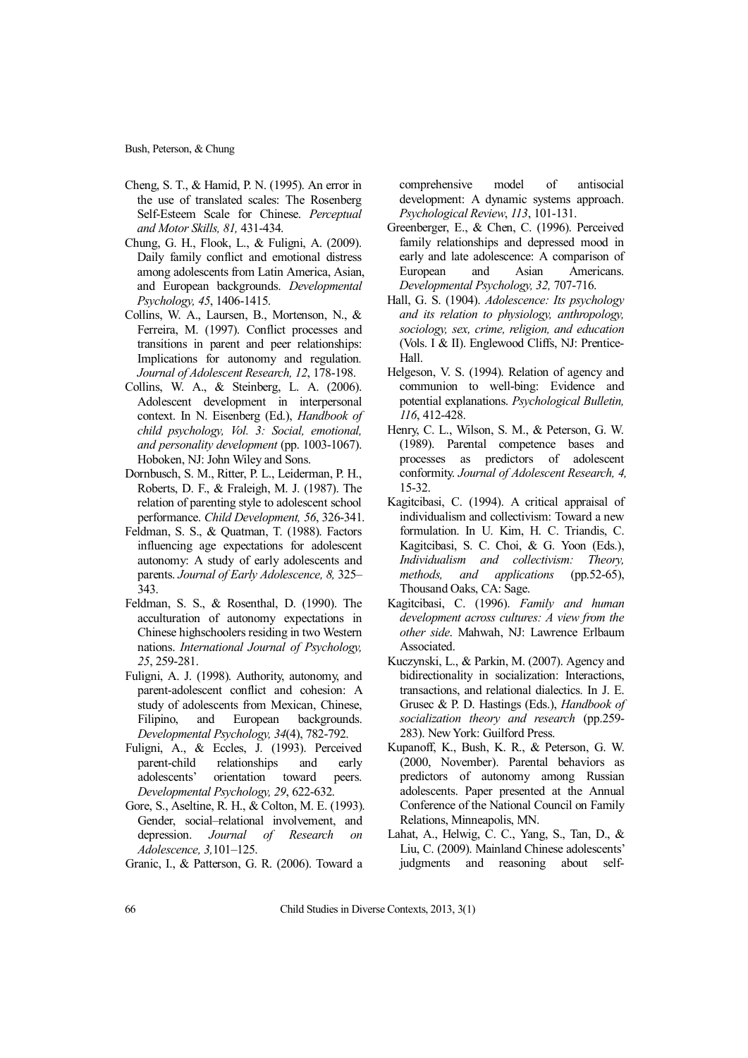Cheng, S. T., & Hamid, P. N. (1995). An error in the use of translated scales: The Rosenberg Self-Esteem Scale for Chinese. *Perceptual and Motor Skills, 81,* 431-434.

Chung, G. H., Flook, L., & Fuligni, A. (2009). Daily family conflict and emotional distress among adolescents from Latin America, Asian, and European backgrounds. *Developmental Psychology, 45*, 1406-1415.

Collins, W. A., Laursen, B., Mortenson, N., & Ferreira, M. (1997). Conflict processes and transitions in parent and peer relationships: Implications for autonomy and regulation. *Journal of Adolescent Research, 12*, 178-198.

Collins, W. A., & Steinberg, L. A. (2006). Adolescent development in interpersonal context. In N. Eisenberg (Ed.), *Handbook of child psychology, Vol. 3: Social, emotional, and personality development* (pp. 1003-1067). Hoboken, NJ: John Wiley and Sons.

Dornbusch, S. M., Ritter, P. L., Leiderman, P. H., Roberts, D. F., & Fraleigh, M. J. (1987). The relation of parenting style to adolescent school performance. *Child Development, 56*, 326-341.

Feldman, S. S., & Quatman, T. (1988). Factors influencing age expectations for adolescent autonomy: A study of early adolescents and parents. *Journal of Early Adolescence, 8,* 325–343.

Feldman, S. S., & Rosenthal, D. (1990). The acculturation of autonomy expectations in Chinese highschoolers residing in two Western nations. *International Journal of Psychology, 25*, 259-281.

Fuligni, A. J. (1998). Authority, autonomy, and parent-adolescent conflict and cohesion: A study of adolescents from Mexican, Chinese, Filipino, and European backgrounds. *Developmental Psychology, 34*(4), 782-792.

Fuligni, A., & Eccles, J. (1993). Perceived parent-child relationships and early adolescents' orientation toward peers. *Developmental Psychology, 29*, 622-632.

Gore, S., Aseltine, R. H., & Colton, M. E. (1993). Gender, social–relational involvement, and depression. *Journal of Research on Adolescence, 3,*101–125.

Granic, I., & Patterson, G. R. (2006). Toward a comprehensive model of antisocial development: A dynamic systems approach. *Psychological Review*, *113*, 101-131.

Greenberger, E., & Chen, C. (1996). Perceived family relationships and depressed mood in early and late adolescence: A comparison of European and Asian Americans. *Developmental Psychology, 32,* 707-716.

Hall, G. S. (1904). *Adolescence: Its psychology and its relation to physiology, anthropology, sociology, sex, crime, religion, and education* (Vols. I & II). Englewood Cliffs, NJ: Prentice-Hall.

Helgeson, V. S. (1994). Relation of agency and communion to well-bing: Evidence and potential explanations. *Psychological Bulletin, 116*, 412-428.

Henry, C. L., Wilson, S. M., & Peterson, G. W. (1989). Parental competence bases and processes as predictors of adolescent conformity. *Journal of Adolescent Research, 4,* 15-32.

Kagitcibasi, C. (1994). A critical appraisal of individualism and collectivism: Toward a new formulation. In U. Kim, H. C. Triandis, C. Kagitcibasi, S. C. Choi, & G. Yoon (Eds.), *Individualism and collectivism: Theory, methods, and applications* (pp.52-65), Thousand Oaks, CA: Sage.

Kagitcibasi, C. (1996). *Family and human development across cultures: A view from the other side*. Mahwah, NJ: Lawrence Erlbaum Associated.

Kuczynski, L., & Parkin, M. (2007). Agency and bidirectionality in socialization: Interactions, transactions, and relational dialectics. In J. E. Grusec & P. D. Hastings (Eds.), *Handbook of socialization theory and research* (pp.259-283). New York: Guilford Press.

Kupanoff, K., Bush, K. R., & Peterson, G. W. (2000, November). Parental behaviors as predictors of autonomy among Russian adolescents. Paper presented at the Annual Conference of the National Council on Family Relations, Minneapolis, MN.

Lahat, A., Helwig, C. C., Yang, S., Tan, D., & Liu, C. (2009). Mainland Chinese adolescents' judgments and reasoning about self-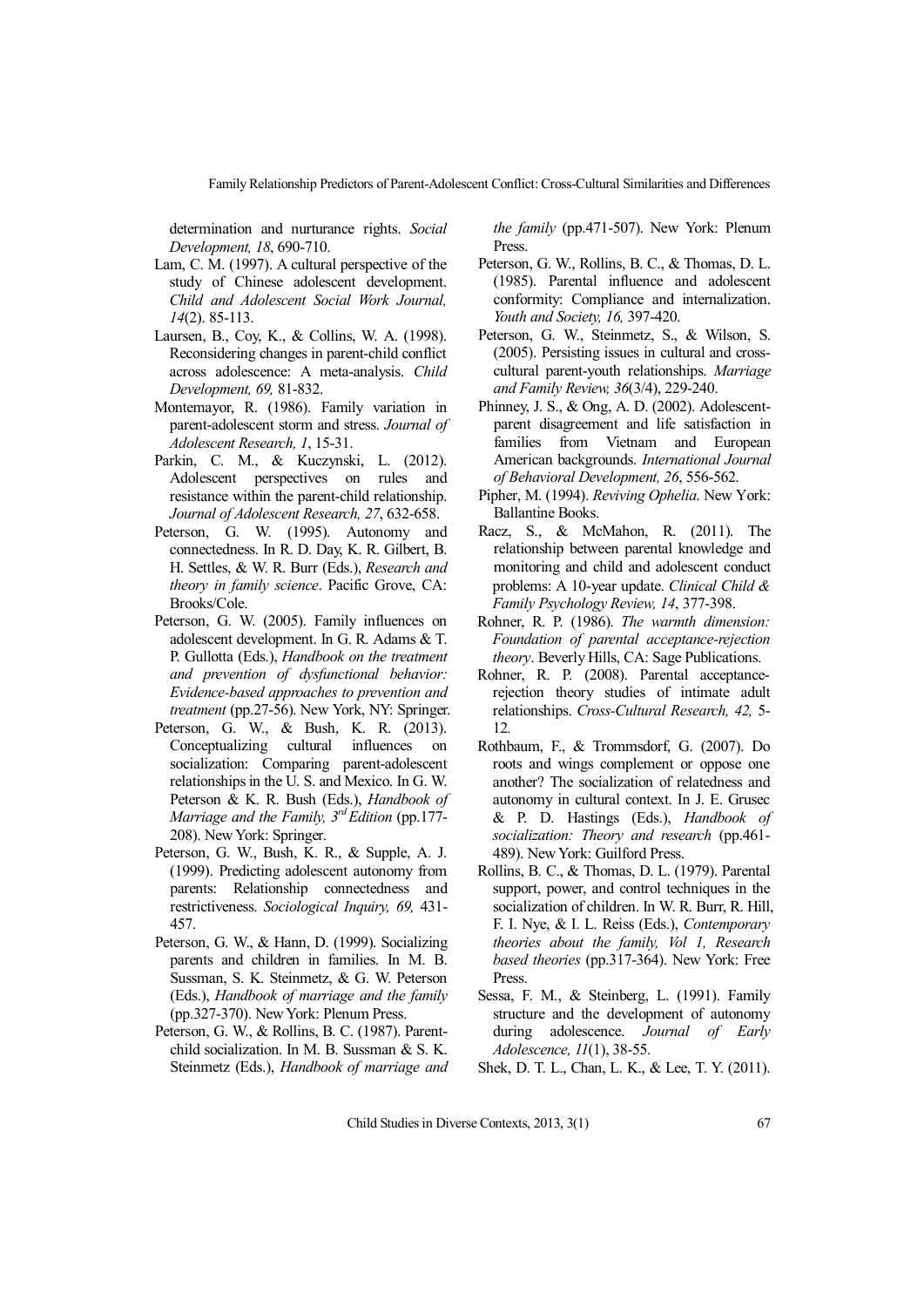determination and nurturance rights. *Social Development, 18*, 690-710.

Lam, C. M. (1997). A cultural perspective of the study of Chinese adolescent development. *Child and Adolescent Social Work Journal, 14*(2). 85-113.

Laursen, B., Coy, K., & Collins, W. A. (1998). Reconsidering changes in parent-child conflict across adolescence: A meta-analysis. *Child Development, 69,* 81-832.

Montemayor, R. (1986). Family variation in parent-adolescent storm and stress. *Journal of Adolescent Research, 1*, 15-31.

Parkin, C. M., & Kuczynski, L. (2012). Adolescent perspectives on rules and resistance within the parent-child relationship. *Journal of Adolescent Research, 27*, 632-658.

Peterson, G. W. (1995). Autonomy and connectedness. In R. D. Day, K. R. Gilbert, B. H. Settles, & W. R. Burr (Eds.), *Research and theory in family science*. Pacific Grove, CA: Brooks/Cole.

Peterson, G. W. (2005). Family influences on adolescent development. In G. R. Adams & T. P. Gullotta (Eds.), *Handbook on the treatment and prevention of dysfunctional behavior: Evidence-based approaches to prevention and treatment* (pp.27-56). New York, NY: Springer.

Peterson, G. W., & Bush, K. R. (2013). Conceptualizing cultural influences on socialization: Comparing parent-adolescent relationships in the U. S. and Mexico. In G. W. Peterson & K. R. Bush (Eds.), *Handbook of Marriage and the Family, 3rd Edition* (pp.177-208). New York: Springer.

Peterson, G. W., Bush, K. R., & Supple, A. J. (1999). Predicting adolescent autonomy from parents: Relationship connectedness and restrictiveness. *Sociological Inquiry, 69,* 431-457.

Peterson, G. W., & Hann, D. (1999). Socializing parents and children in families. In M. B. Sussman, S. K. Steinmetz, & G. W. Peterson (Eds.), *Handbook of marriage and the family* (pp.327-370). New York: Plenum Press.

Peterson, G. W., & Rollins, B. C. (1987). Parent-child socialization. In M. B. Sussman & S. K. Steinmetz (Eds.), *Handbook of marriage and the family* (pp.471-507). New York: Plenum Press.

Peterson, G. W., Rollins, B. C., & Thomas, D. L. (1985). Parental influence and adolescent conformity: Compliance and internalization. *Youth and Society, 16,* 397-420.

Peterson, G. W., Steinmetz, S., & Wilson, S. (2005). Persisting issues in cultural and cross-cultural parent-youth relationships. *Marriage and Family Review, 36*(3/4), 229-240.

Phinney, J. S., & Ong, A. D. (2002). Adolescent-parent disagreement and life satisfaction in families from Vietnam and European American backgrounds. *International Journal of Behavioral Development, 26*, 556-562.

Pipher, M. (1994). *Reviving Ophelia*. New York: Ballantine Books.

Racz, S., & McMahon, R. (2011). The relationship between parental knowledge and monitoring and child and adolescent conduct problems: A 10-year update. *Clinical Child & Family Psychology Review, 14*, 377-398.

Rohner, R. P. (1986). *The warmth dimension: Foundation of parental acceptance-rejection theory*. Beverly Hills, CA: Sage Publications.

Rohner, R. P. (2008). Parental acceptance-rejection theory studies of intimate adult relationships. *Cross-Cultural Research, 42,* 5-12.

Rothbaum, F., & Trommsdorf, G. (2007). Do roots and wings complement or oppose one another? The socialization of relatedness and autonomy in cultural context. In J. E. Grusec & P. D. Hastings (Eds.), *Handbook of socialization: Theory and research* (pp.461-489). New York: Guilford Press.

Rollins, B. C., & Thomas, D. L. (1979). Parental support, power, and control techniques in the socialization of children. In W. R. Burr, R. Hill, F. I. Nye, & I. L. Reiss (Eds.), *Contemporary theories about the family, Vol 1, Research based theories* (pp.317-364). New York: Free Press.

Sessa, F. M., & Steinberg, L. (1991). Family structure and the development of autonomy during adolescence. *Journal of Early Adolescence, 11*(1), 38-55.

Shek, D. T. L., Chan, L. K., & Lee, T. Y. (2011).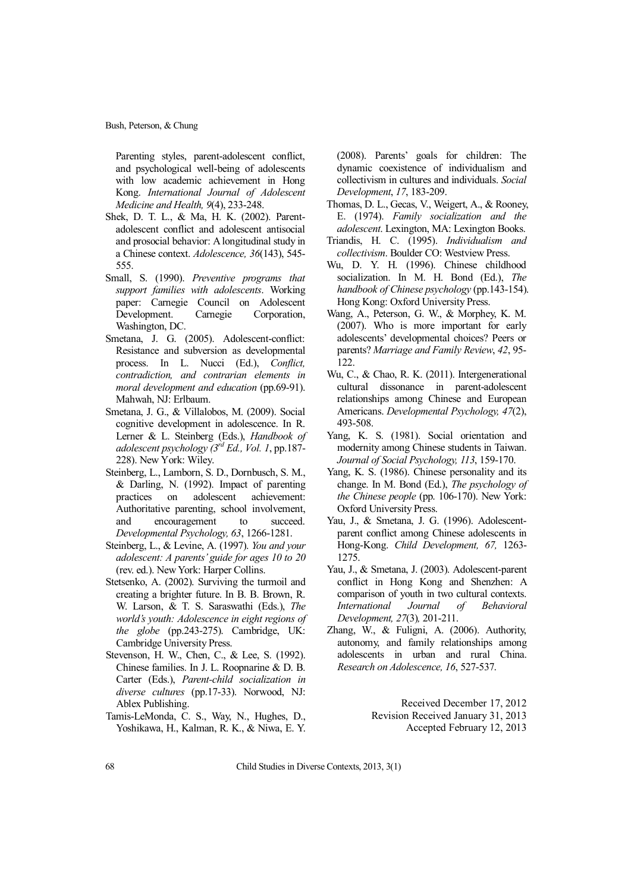Parenting styles, parent-adolescent conflict, and psychological well-being of adolescents with low academic achievement in Hong Kong. *International Journal of Adolescent Medicine and Health, 9*(4), 233-248.

Shek, D. T. L., & Ma, H. K. (2002). Parent-adolescent conflict and adolescent antisocial and prosocial behavior: A longitudinal study in a Chinese context. *Adolescence, 36*(143), 545-555.

Small, S. (1990). *Preventive programs that support families with adolescents*. Working paper: Carnegie Council on Adolescent Development. Carnegie Corporation, Washington, DC.

Smetana, J. G. (2005). Adolescent-conflict: Resistance and subversion as developmental process. In L. Nucci (Ed.), *Conflict, contradiction, and contrarian elements in moral development and education* (pp.69-91). Mahwah, NJ: Erlbaum.

Smetana, J. G., & Villalobos, M. (2009). Social cognitive development in adolescence. In R. Lerner & L. Steinberg (Eds.), *Handbook of adolescent psychology (3rd Ed., Vol. 1*, pp.187-228). New York: Wiley.

Steinberg, L., Lamborn, S. D., Dornbusch, S. M., & Darling, N. (1992). Impact of parenting practices on adolescent achievement: Authoritative parenting, school involvement, and encouragement to succeed. *Developmental Psychology, 63*, 1266-1281.

Steinberg, L., & Levine, A. (1997). *You and your adolescent: A parents' guide for ages 10 to 20* (rev. ed.). New York: Harper Collins.

Stetsenko, A. (2002). Surviving the turmoil and creating a brighter future. In B. B. Brown, R. W. Larson, & T. S. Saraswathi (Eds.), *The world's youth: Adolescence in eight regions of the globe* (pp.243-275). Cambridge, UK: Cambridge University Press.

Stevenson, H. W., Chen, C., & Lee, S. (1992). Chinese families. In J. L. Roopnarine & D. B. Carter (Eds.), *Parent-child socialization in diverse cultures* (pp.17-33). Norwood, NJ: Ablex Publishing.

Tamis-LeMonda, C. S., Way, N., Hughes, D., Yoshikawa, H., Kalman, R. K., & Niwa, E. Y. (2008). Parents' goals for children: The dynamic coexistence of individualism and collectivism in cultures and individuals. *Social Development*, *17*, 183-209.

Thomas, D. L., Gecas, V., Weigert, A., & Rooney, E. (1974). *Family socialization and the adolescent*. Lexington, MA: Lexington Books.

Triandis, H. C. (1995). *Individualism and collectivism*. Boulder CO: Westview Press.

Wu, D. Y. H. (1996). Chinese childhood socialization. In M. H. Bond (Ed.), *The handbook of Chinese psychology* (pp.143-154). Hong Kong: Oxford University Press.

Wang, A., Peterson, G. W., & Morphey, K. M. (2007). Who is more important for early adolescents' developmental choices? Peers or parents? *Marriage and Family Review*, *42*, 95-122.

Wu, C., & Chao, R. K. (2011). Intergenerational cultural dissonance in parent-adolescent relationships among Chinese and European Americans. *Developmental Psychology, 47*(2), 493-508.

Yang, K. S. (1981). Social orientation and modernity among Chinese students in Taiwan. *Journal of Social Psychology, 113*, 159-170.

Yang, K. S. (1986). Chinese personality and its change. In M. Bond (Ed.), *The psychology of the Chinese people* (pp. 106-170). New York: Oxford University Press.

Yau, J., & Smetana, J. G. (1996). Adolescent-parent conflict among Chinese adolescents in Hong-Kong. *Child Development, 67,* 1263-1275.

Yau, J., & Smetana, J. (2003). Adolescent-parent conflict in Hong Kong and Shenzhen: A comparison of youth in two cultural contexts. *International Journal of Behavioral Development, 27*(3)*,* 201-211.

Zhang, W., & Fuligni, A. (2006). Authority, autonomy, and family relationships among adolescents in urban and rural China. *Research on Adolescence, 16*, 527-537.

Received December 17, 2012
Revision Received January 31, 2013
Accepted February 12, 2013